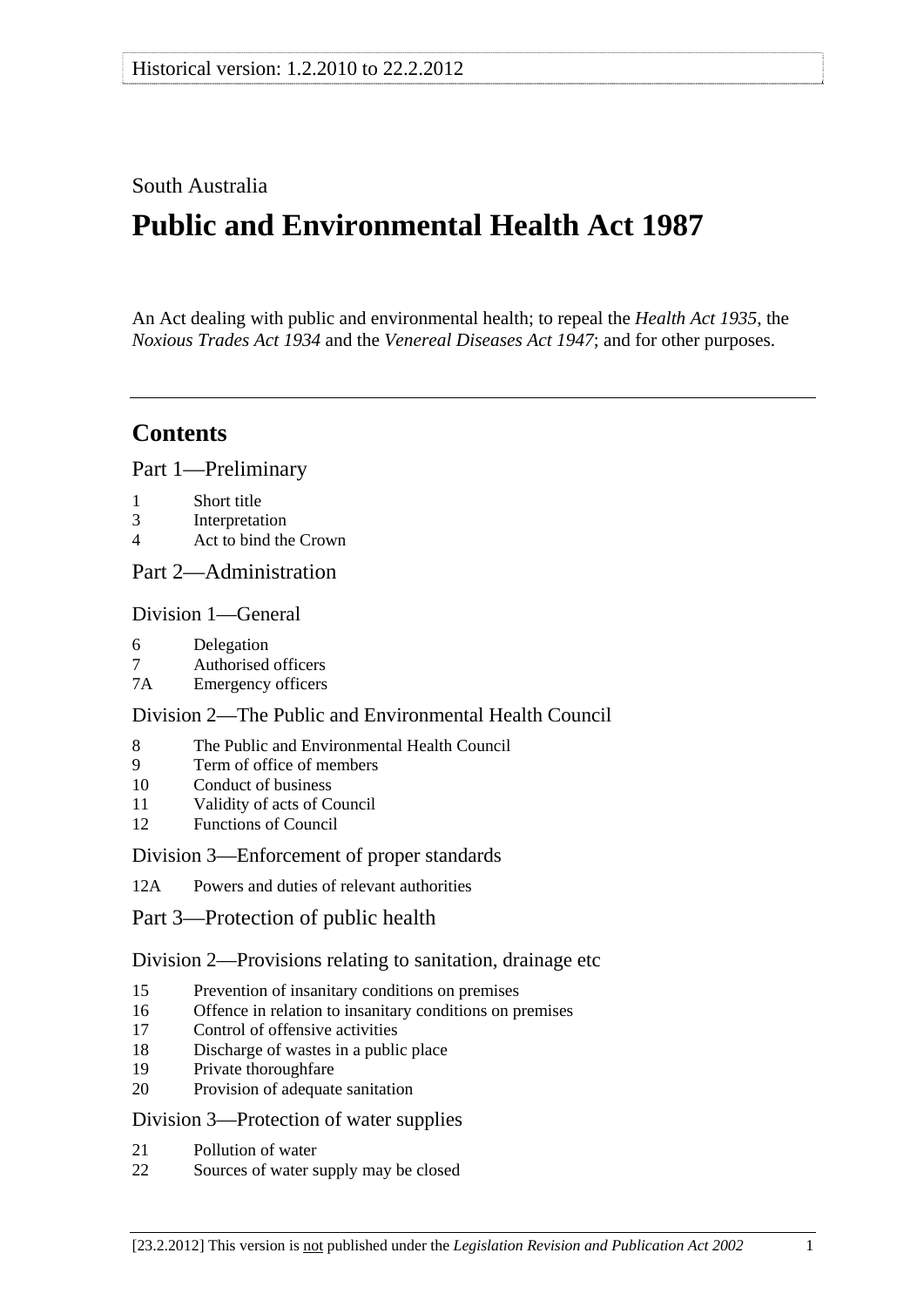Historical version: 1.2.2010 to 22.2.2012

South Australia

# Public and Environmental Health Act 1987

An Act dealing with public and environmental health; to repeal the *Health Act 1935*, the *Noxious Trades Act 1934* and the *Venereal Diseases Act 1947*; and for other purposes.

---

## Contents

### Part 1—Preliminary

1 Short title
3 Interpretation
4 Act to bind the Crown

### Part 2—Administration

#### Division 1—General

6 Delegation
7 Authorised officers
7A Emergency officers

#### Division 2—The Public and Environmental Health Council

8 The Public and Environmental Health Council
9 Term of office of members
10 Conduct of business
11 Validity of acts of Council
12 Functions of Council

#### Division 3—Enforcement of proper standards

12A Powers and duties of relevant authorities

### Part 3—Protection of public health

#### Division 2—Provisions relating to sanitation, drainage etc

15 Prevention of insanitary conditions on premises
16 Offence in relation to insanitary conditions on premises
17 Control of offensive activities
18 Discharge of wastes in a public place
19 Private thoroughfare
20 Provision of adequate sanitation

#### Division 3—Protection of water supplies

21 Pollution of water
22 Sources of water supply may be closed

[23.2.2012] This version is not published under the *Legislation Revision and Publication Act 2002*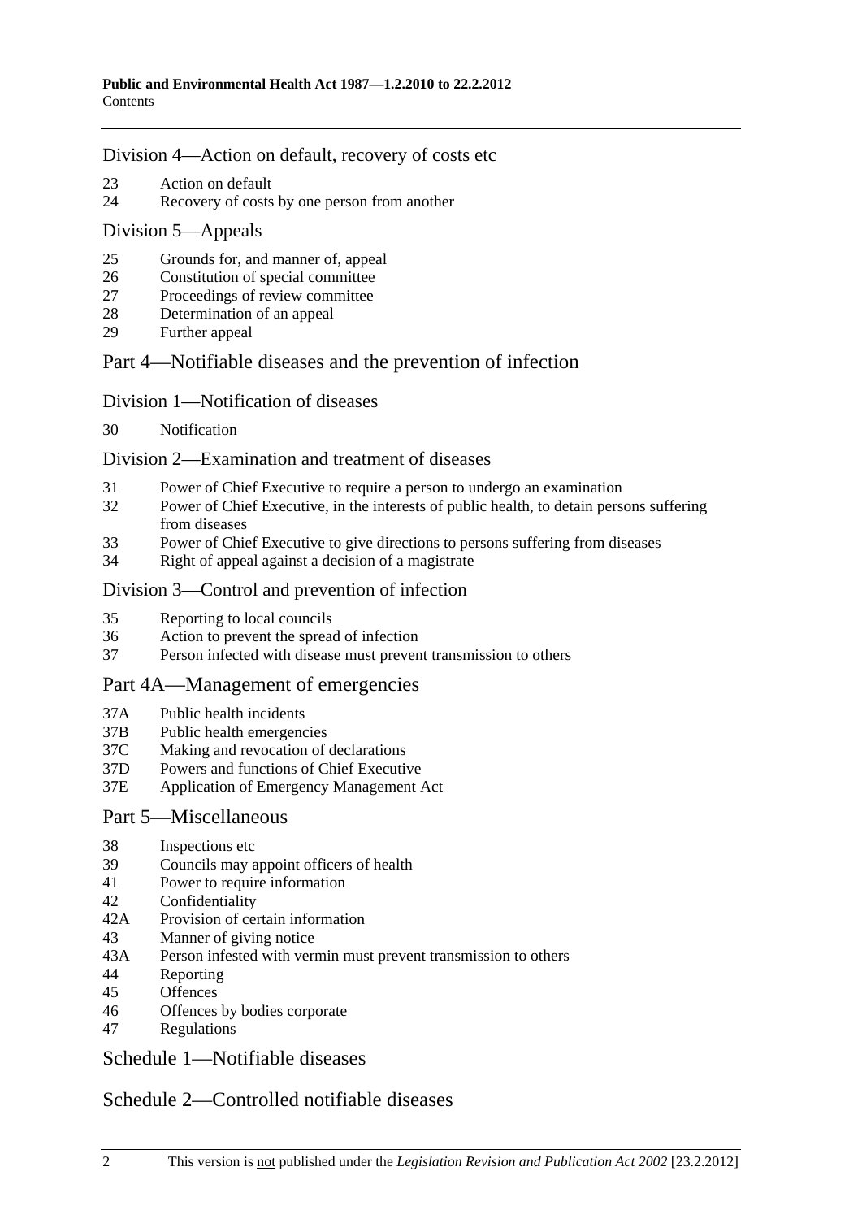## Division 4—Action on default, recovery of costs etc

23 Action on default
24 Recovery of costs by one person from another

## Division 5—Appeals

25 Grounds for, and manner of, appeal
26 Constitution of special committee
27 Proceedings of review committee
28 Determination of an appeal
29 Further appeal

# Part 4—Notifiable diseases and the prevention of infection

## Division 1—Notification of diseases

30 Notification

## Division 2—Examination and treatment of diseases

31 Power of Chief Executive to require a person to undergo an examination
32 Power of Chief Executive, in the interests of public health, to detain persons suffering from diseases
33 Power of Chief Executive to give directions to persons suffering from diseases
34 Right of appeal against a decision of a magistrate

## Division 3—Control and prevention of infection

35 Reporting to local councils
36 Action to prevent the spread of infection
37 Person infected with disease must prevent transmission to others

# Part 4A—Management of emergencies

37A Public health incidents
37B Public health emergencies
37C Making and revocation of declarations
37D Powers and functions of Chief Executive
37E Application of Emergency Management Act

# Part 5—Miscellaneous

38 Inspections etc
39 Councils may appoint officers of health
41 Power to require information
42 Confidentiality
42A Provision of certain information
43 Manner of giving notice
43A Person infested with vermin must prevent transmission to others
44 Reporting
45 Offences
46 Offences by bodies corporate
47 Regulations

# Schedule 1—Notifiable diseases

# Schedule 2—Controlled notifiable diseases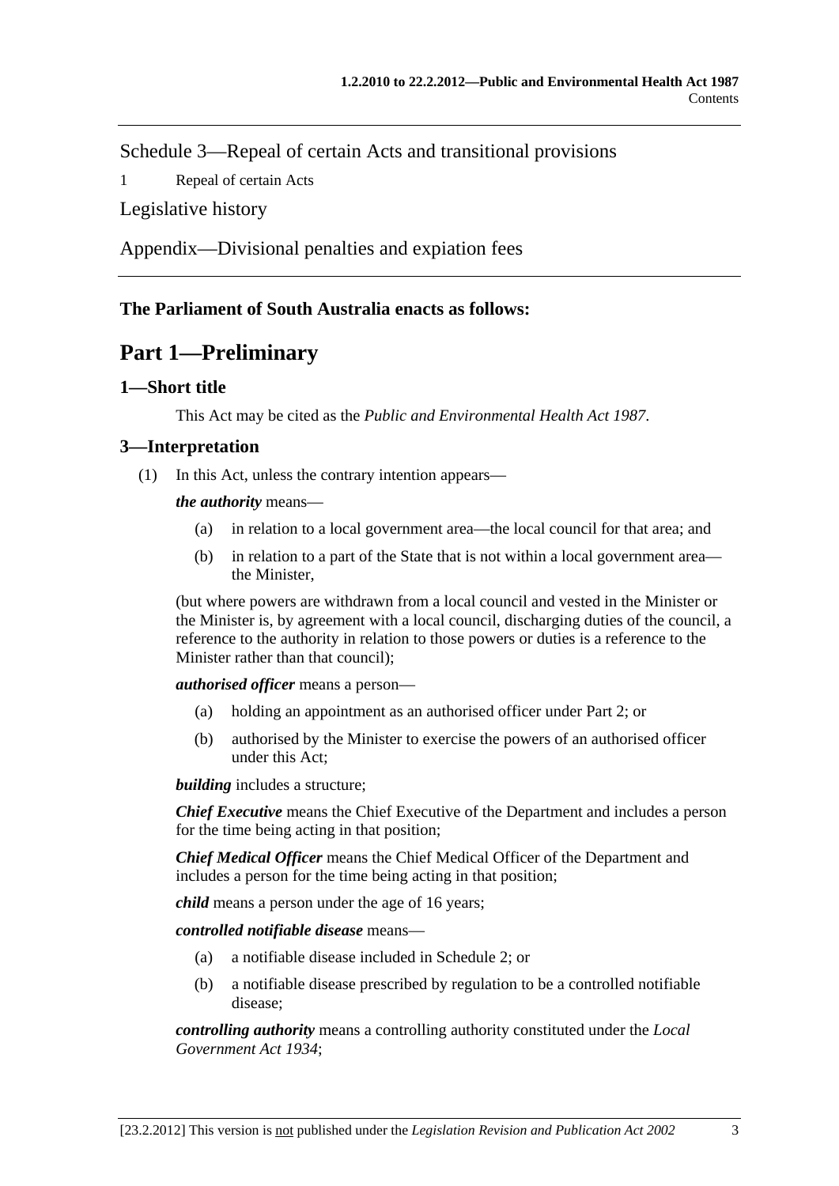Schedule 3—Repeal of certain Acts and transitional provisions

1 Repeal of certain Acts

Legislative history

Appendix—Divisional penalties and expiation fees

**The Parliament of South Australia enacts as follows:**

# Part 1—Preliminary

## 1—Short title

This Act may be cited as the *Public and Environmental Health Act 1987*.

## 3—Interpretation

(1) In this Act, unless the contrary intention appears—

***the authority*** means—

(a) in relation to a local government area—the local council for that area; and

(b) in relation to a part of the State that is not within a local government area—the Minister,

(but where powers are withdrawn from a local council and vested in the Minister or the Minister is, by agreement with a local council, discharging duties of the council, a reference to the authority in relation to those powers or duties is a reference to the Minister rather than that council);

***authorised officer*** means a person—

(a) holding an appointment as an authorised officer under Part 2; or

(b) authorised by the Minister to exercise the powers of an authorised officer under this Act;

***building*** includes a structure;

***Chief Executive*** means the Chief Executive of the Department and includes a person for the time being acting in that position;

***Chief Medical Officer*** means the Chief Medical Officer of the Department and includes a person for the time being acting in that position;

***child*** means a person under the age of 16 years;

***controlled notifiable disease*** means—

(a) a notifiable disease included in Schedule 2; or

(b) a notifiable disease prescribed by regulation to be a controlled notifiable disease;

***controlling authority*** means a controlling authority constituted under the *Local Government Act 1934*;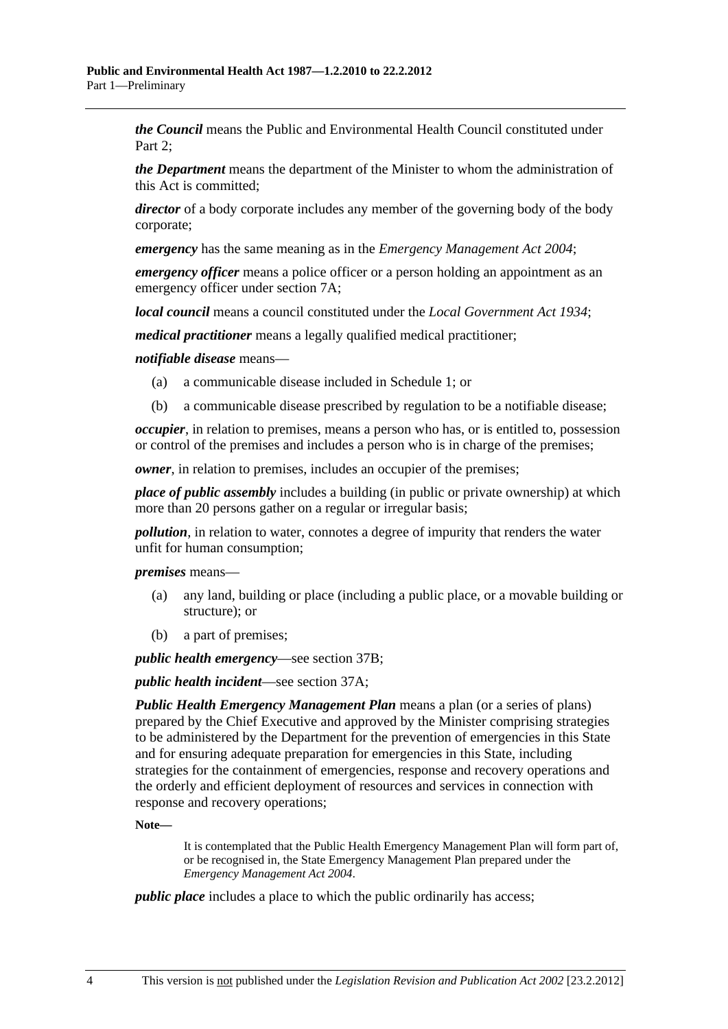***the Council*** means the Public and Environmental Health Council constituted under Part 2;

***the Department*** means the department of the Minister to whom the administration of this Act is committed;

***director*** of a body corporate includes any member of the governing body of the body corporate;

***emergency*** has the same meaning as in the *Emergency Management Act 2004*;

***emergency officer*** means a police officer or a person holding an appointment as an emergency officer under section 7A;

***local council*** means a council constituted under the *Local Government Act 1934*;

***medical practitioner*** means a legally qualified medical practitioner;

***notifiable disease*** means—

(a) a communicable disease included in Schedule 1; or

(b) a communicable disease prescribed by regulation to be a notifiable disease;

***occupier***, in relation to premises, means a person who has, or is entitled to, possession or control of the premises and includes a person who is in charge of the premises;

***owner***, in relation to premises, includes an occupier of the premises;

***place of public assembly*** includes a building (in public or private ownership) at which more than 20 persons gather on a regular or irregular basis;

***pollution***, in relation to water, connotes a degree of impurity that renders the water unfit for human consumption;

***premises*** means—

(a) any land, building or place (including a public place, or a movable building or structure); or

(b) a part of premises;

***public health emergency***—see section 37B;

***public health incident***—see section 37A;

***Public Health Emergency Management Plan*** means a plan (or a series of plans) prepared by the Chief Executive and approved by the Minister comprising strategies to be administered by the Department for the prevention of emergencies in this State and for ensuring adequate preparation for emergencies in this State, including strategies for the containment of emergencies, response and recovery operations and the orderly and efficient deployment of resources and services in connection with response and recovery operations;

**Note—**

It is contemplated that the Public Health Emergency Management Plan will form part of, or be recognised in, the State Emergency Management Plan prepared under the *Emergency Management Act 2004*.

***public place*** includes a place to which the public ordinarily has access;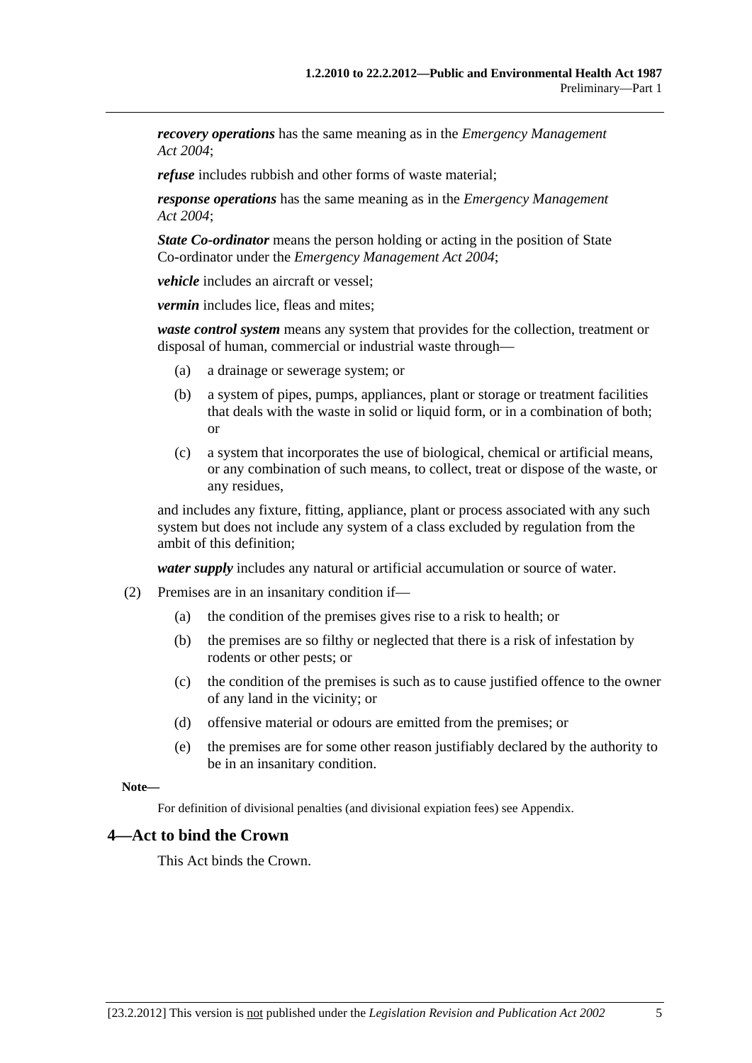***recovery operations*** has the same meaning as in the *Emergency Management Act 2004*;

***refuse*** includes rubbish and other forms of waste material;

***response operations*** has the same meaning as in the *Emergency Management Act 2004*;

***State Co-ordinator*** means the person holding or acting in the position of State Co-ordinator under the *Emergency Management Act 2004*;

***vehicle*** includes an aircraft or vessel;

***vermin*** includes lice, fleas and mites;

***waste control system*** means any system that provides for the collection, treatment or disposal of human, commercial or industrial waste through—

(a) a drainage or sewerage system; or

(b) a system of pipes, pumps, appliances, plant or storage or treatment facilities that deals with the waste in solid or liquid form, or in a combination of both; or

(c) a system that incorporates the use of biological, chemical or artificial means, or any combination of such means, to collect, treat or dispose of the waste, or any residues,

and includes any fixture, fitting, appliance, plant or process associated with any such system but does not include any system of a class excluded by regulation from the ambit of this definition;

***water supply*** includes any natural or artificial accumulation or source of water.

(2) Premises are in an insanitary condition if—

(a) the condition of the premises gives rise to a risk to health; or

(b) the premises are so filthy or neglected that there is a risk of infestation by rodents or other pests; or

(c) the condition of the premises is such as to cause justified offence to the owner of any land in the vicinity; or

(d) offensive material or odours are emitted from the premises; or

(e) the premises are for some other reason justifiably declared by the authority to be in an insanitary condition.

**Note—**

For definition of divisional penalties (and divisional expiation fees) see Appendix.

## 4—Act to bind the Crown

This Act binds the Crown.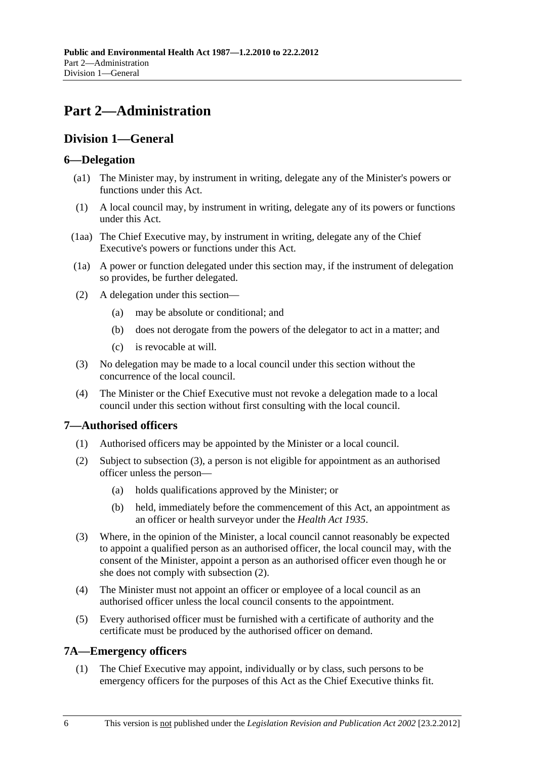# Part 2—Administration

## Division 1—General

### 6—Delegation

(a1) The Minister may, by instrument in writing, delegate any of the Minister's powers or functions under this Act.

(1) A local council may, by instrument in writing, delegate any of its powers or functions under this Act.

(1aa) The Chief Executive may, by instrument in writing, delegate any of the Chief Executive's powers or functions under this Act.

(1a) A power or function delegated under this section may, if the instrument of delegation so provides, be further delegated.

(2) A delegation under this section—

- (a) may be absolute or conditional; and
- (b) does not derogate from the powers of the delegator to act in a matter; and
- (c) is revocable at will.

(3) No delegation may be made to a local council under this section without the concurrence of the local council.

(4) The Minister or the Chief Executive must not revoke a delegation made to a local council under this section without first consulting with the local council.

### 7—Authorised officers

(1) Authorised officers may be appointed by the Minister or a local council.

(2) Subject to subsection (3), a person is not eligible for appointment as an authorised officer unless the person—

- (a) holds qualifications approved by the Minister; or
- (b) held, immediately before the commencement of this Act, an appointment as an officer or health surveyor under the *Health Act 1935*.

(3) Where, in the opinion of the Minister, a local council cannot reasonably be expected to appoint a qualified person as an authorised officer, the local council may, with the consent of the Minister, appoint a person as an authorised officer even though he or she does not comply with subsection (2).

(4) The Minister must not appoint an officer or employee of a local council as an authorised officer unless the local council consents to the appointment.

(5) Every authorised officer must be furnished with a certificate of authority and the certificate must be produced by the authorised officer on demand.

### 7A—Emergency officers

(1) The Chief Executive may appoint, individually or by class, such persons to be emergency officers for the purposes of this Act as the Chief Executive thinks fit.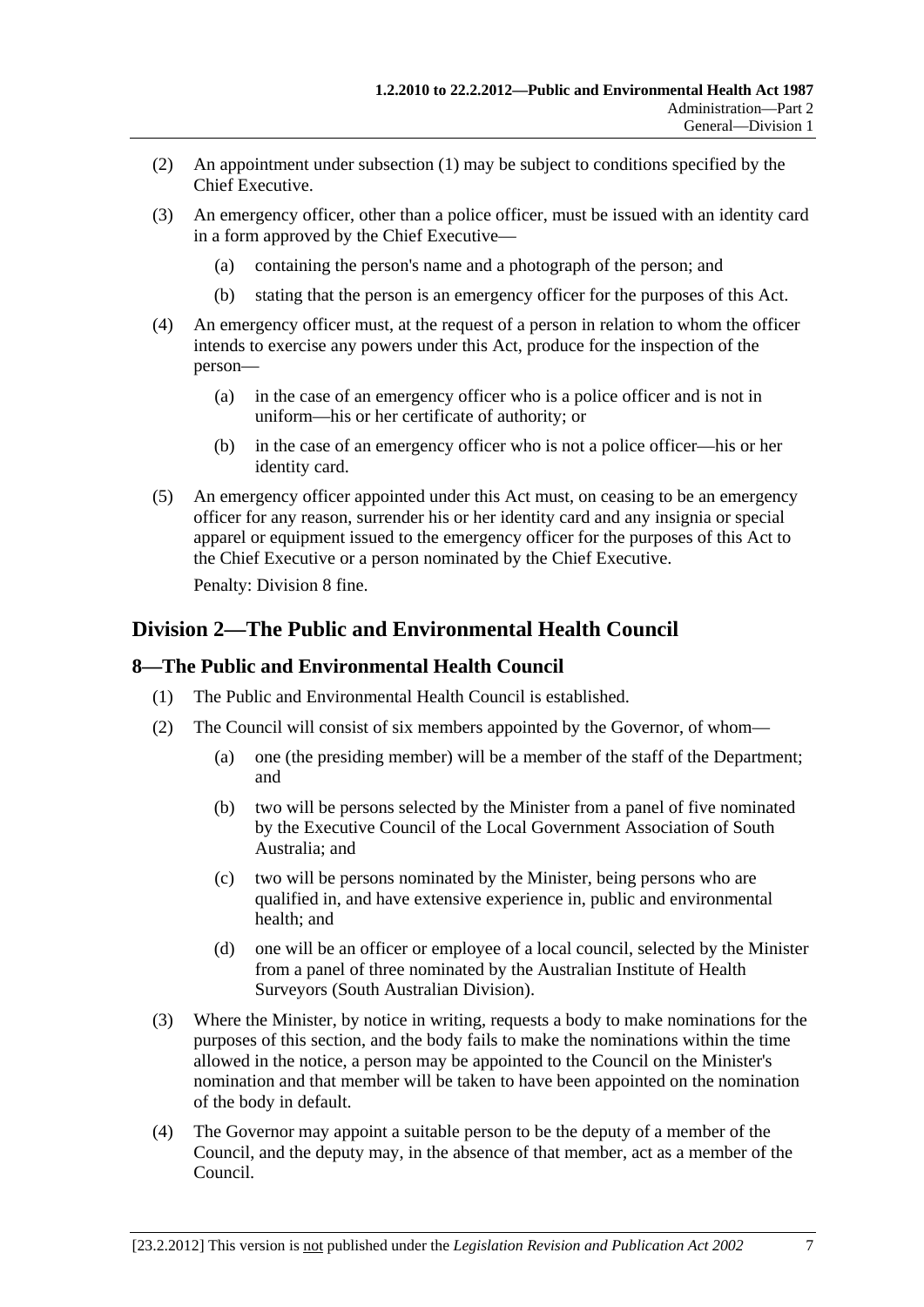(2) An appointment under subsection (1) may be subject to conditions specified by the Chief Executive.

(3) An emergency officer, other than a police officer, must be issued with an identity card in a form approved by the Chief Executive—

(a) containing the person's name and a photograph of the person; and

(b) stating that the person is an emergency officer for the purposes of this Act.

(4) An emergency officer must, at the request of a person in relation to whom the officer intends to exercise any powers under this Act, produce for the inspection of the person—

(a) in the case of an emergency officer who is a police officer and is not in uniform—his or her certificate of authority; or

(b) in the case of an emergency officer who is not a police officer—his or her identity card.

(5) An emergency officer appointed under this Act must, on ceasing to be an emergency officer for any reason, surrender his or her identity card and any insignia or special apparel or equipment issued to the emergency officer for the purposes of this Act to the Chief Executive or a person nominated by the Chief Executive.

Penalty: Division 8 fine.

## Division 2—The Public and Environmental Health Council

### 8—The Public and Environmental Health Council

(1) The Public and Environmental Health Council is established.

(2) The Council will consist of six members appointed by the Governor, of whom—

(a) one (the presiding member) will be a member of the staff of the Department; and

(b) two will be persons selected by the Minister from a panel of five nominated by the Executive Council of the Local Government Association of South Australia; and

(c) two will be persons nominated by the Minister, being persons who are qualified in, and have extensive experience in, public and environmental health; and

(d) one will be an officer or employee of a local council, selected by the Minister from a panel of three nominated by the Australian Institute of Health Surveyors (South Australian Division).

(3) Where the Minister, by notice in writing, requests a body to make nominations for the purposes of this section, and the body fails to make the nominations within the time allowed in the notice, a person may be appointed to the Council on the Minister's nomination and that member will be taken to have been appointed on the nomination of the body in default.

(4) The Governor may appoint a suitable person to be the deputy of a member of the Council, and the deputy may, in the absence of that member, act as a member of the Council.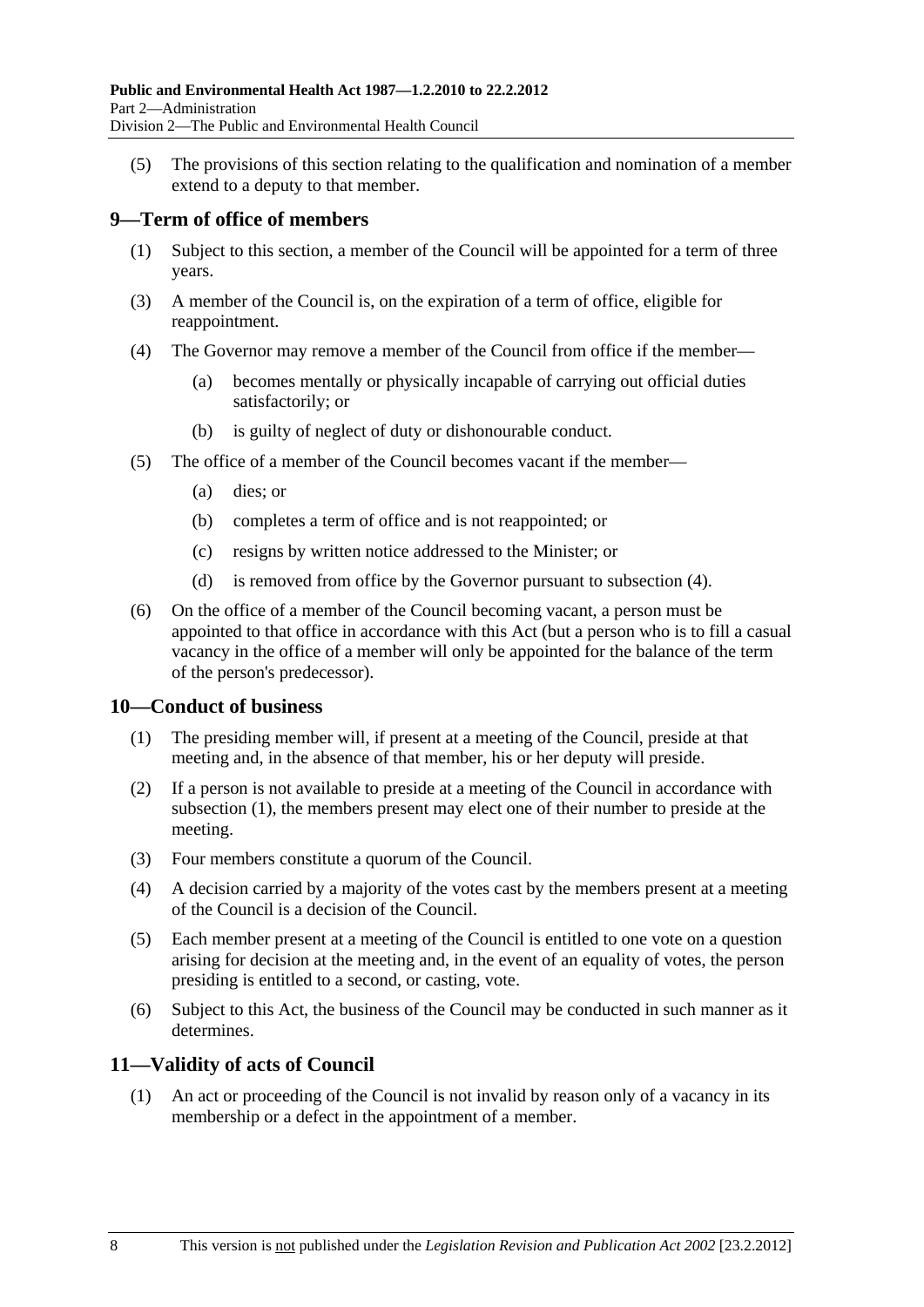(5) The provisions of this section relating to the qualification and nomination of a member extend to a deputy to that member.

## 9—Term of office of members

(1) Subject to this section, a member of the Council will be appointed for a term of three years.

(3) A member of the Council is, on the expiration of a term of office, eligible for reappointment.

(4) The Governor may remove a member of the Council from office if the member—

- (a) becomes mentally or physically incapable of carrying out official duties satisfactorily; or
- (b) is guilty of neglect of duty or dishonourable conduct.

(5) The office of a member of the Council becomes vacant if the member—

- (a) dies; or
- (b) completes a term of office and is not reappointed; or
- (c) resigns by written notice addressed to the Minister; or
- (d) is removed from office by the Governor pursuant to subsection (4).

(6) On the office of a member of the Council becoming vacant, a person must be appointed to that office in accordance with this Act (but a person who is to fill a casual vacancy in the office of a member will only be appointed for the balance of the term of the person's predecessor).

## 10—Conduct of business

(1) The presiding member will, if present at a meeting of the Council, preside at that meeting and, in the absence of that member, his or her deputy will preside.

(2) If a person is not available to preside at a meeting of the Council in accordance with subsection (1), the members present may elect one of their number to preside at the meeting.

(3) Four members constitute a quorum of the Council.

(4) A decision carried by a majority of the votes cast by the members present at a meeting of the Council is a decision of the Council.

(5) Each member present at a meeting of the Council is entitled to one vote on a question arising for decision at the meeting and, in the event of an equality of votes, the person presiding is entitled to a second, or casting, vote.

(6) Subject to this Act, the business of the Council may be conducted in such manner as it determines.

## 11—Validity of acts of Council

(1) An act or proceeding of the Council is not invalid by reason only of a vacancy in its membership or a defect in the appointment of a member.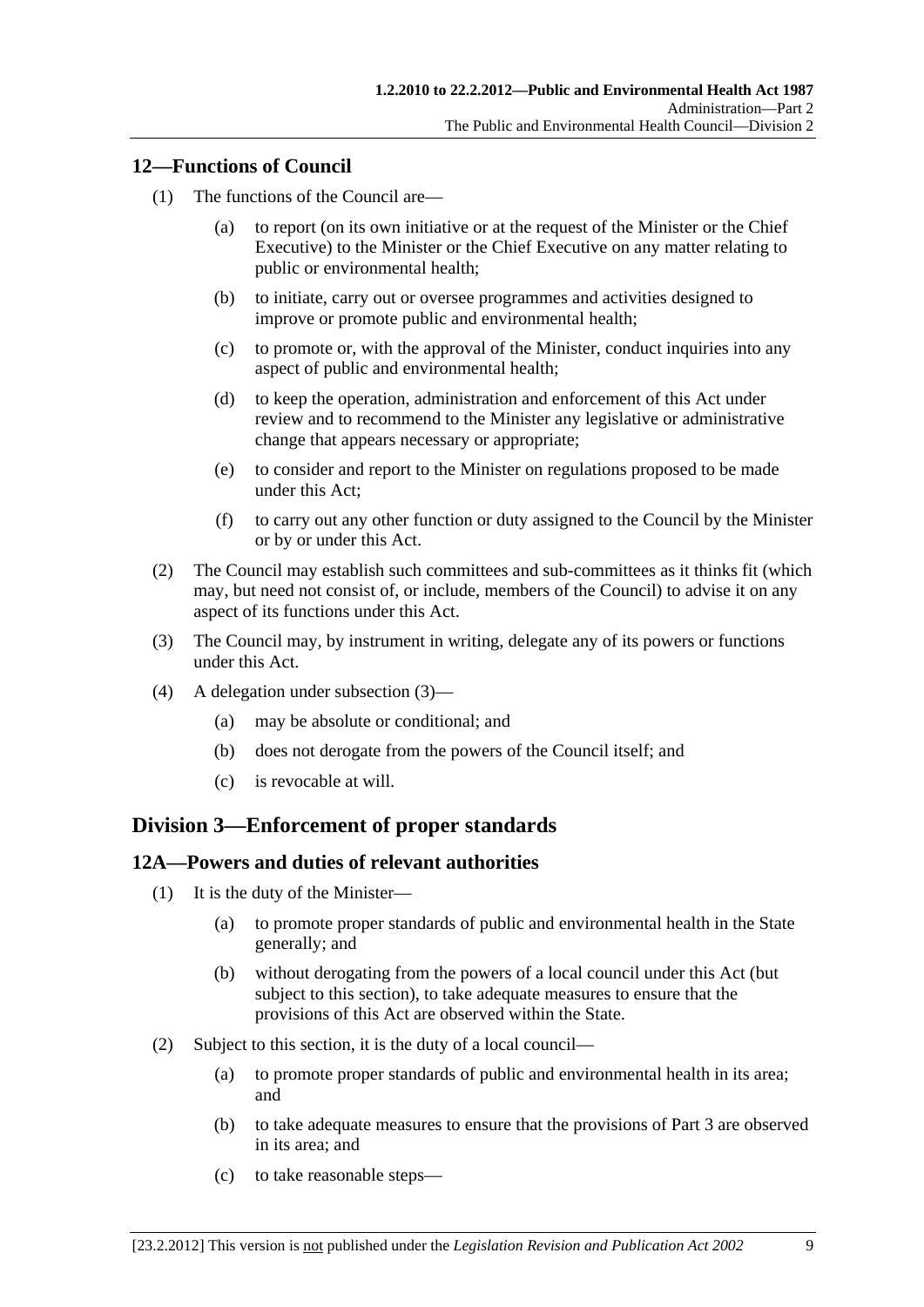## 12—Functions of Council

(1) The functions of the Council are—

(a) to report (on its own initiative or at the request of the Minister or the Chief Executive) to the Minister or the Chief Executive on any matter relating to public or environmental health;

(b) to initiate, carry out or oversee programmes and activities designed to improve or promote public and environmental health;

(c) to promote or, with the approval of the Minister, conduct inquiries into any aspect of public and environmental health;

(d) to keep the operation, administration and enforcement of this Act under review and to recommend to the Minister any legislative or administrative change that appears necessary or appropriate;

(e) to consider and report to the Minister on regulations proposed to be made under this Act;

(f) to carry out any other function or duty assigned to the Council by the Minister or by or under this Act.

(2) The Council may establish such committees and sub-committees as it thinks fit (which may, but need not consist of, or include, members of the Council) to advise it on any aspect of its functions under this Act.

(3) The Council may, by instrument in writing, delegate any of its powers or functions under this Act.

(4) A delegation under subsection (3)—

(a) may be absolute or conditional; and

(b) does not derogate from the powers of the Council itself; and

(c) is revocable at will.

# Division 3—Enforcement of proper standards

## 12A—Powers and duties of relevant authorities

(1) It is the duty of the Minister—

(a) to promote proper standards of public and environmental health in the State generally; and

(b) without derogating from the powers of a local council under this Act (but subject to this section), to take adequate measures to ensure that the provisions of this Act are observed within the State.

(2) Subject to this section, it is the duty of a local council—

(a) to promote proper standards of public and environmental health in its area; and

(b) to take adequate measures to ensure that the provisions of Part 3 are observed in its area; and

(c) to take reasonable steps—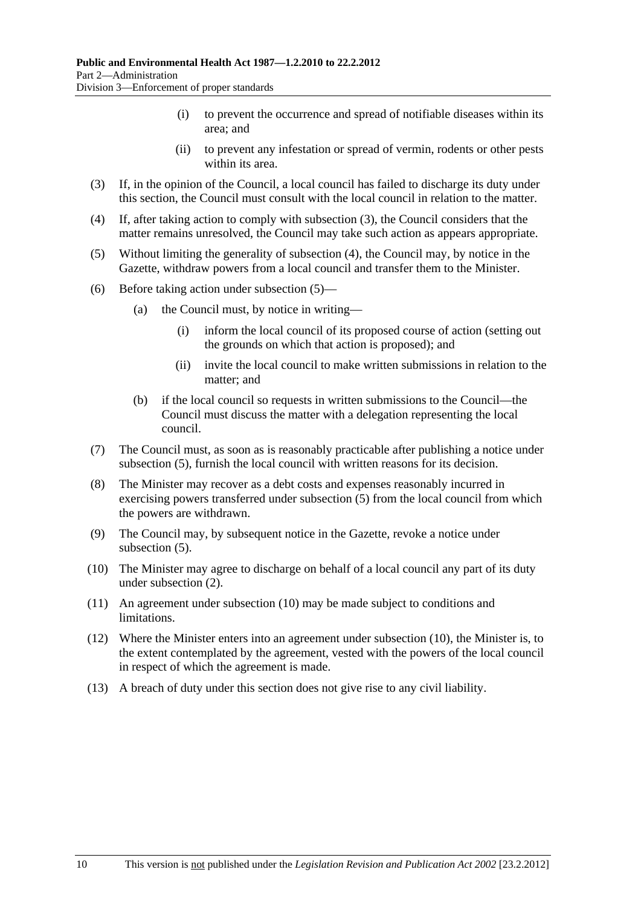(i) to prevent the occurrence and spread of notifiable diseases within its area; and

(ii) to prevent any infestation or spread of vermin, rodents or other pests within its area.

(3) If, in the opinion of the Council, a local council has failed to discharge its duty under this section, the Council must consult with the local council in relation to the matter.

(4) If, after taking action to comply with subsection (3), the Council considers that the matter remains unresolved, the Council may take such action as appears appropriate.

(5) Without limiting the generality of subsection (4), the Council may, by notice in the Gazette, withdraw powers from a local council and transfer them to the Minister.

(6) Before taking action under subsection (5)—

(a) the Council must, by notice in writing—

(i) inform the local council of its proposed course of action (setting out the grounds on which that action is proposed); and

(ii) invite the local council to make written submissions in relation to the matter; and

(b) if the local council so requests in written submissions to the Council—the Council must discuss the matter with a delegation representing the local council.

(7) The Council must, as soon as is reasonably practicable after publishing a notice under subsection (5), furnish the local council with written reasons for its decision.

(8) The Minister may recover as a debt costs and expenses reasonably incurred in exercising powers transferred under subsection (5) from the local council from which the powers are withdrawn.

(9) The Council may, by subsequent notice in the Gazette, revoke a notice under subsection (5).

(10) The Minister may agree to discharge on behalf of a local council any part of its duty under subsection (2).

(11) An agreement under subsection (10) may be made subject to conditions and limitations.

(12) Where the Minister enters into an agreement under subsection (10), the Minister is, to the extent contemplated by the agreement, vested with the powers of the local council in respect of which the agreement is made.

(13) A breach of duty under this section does not give rise to any civil liability.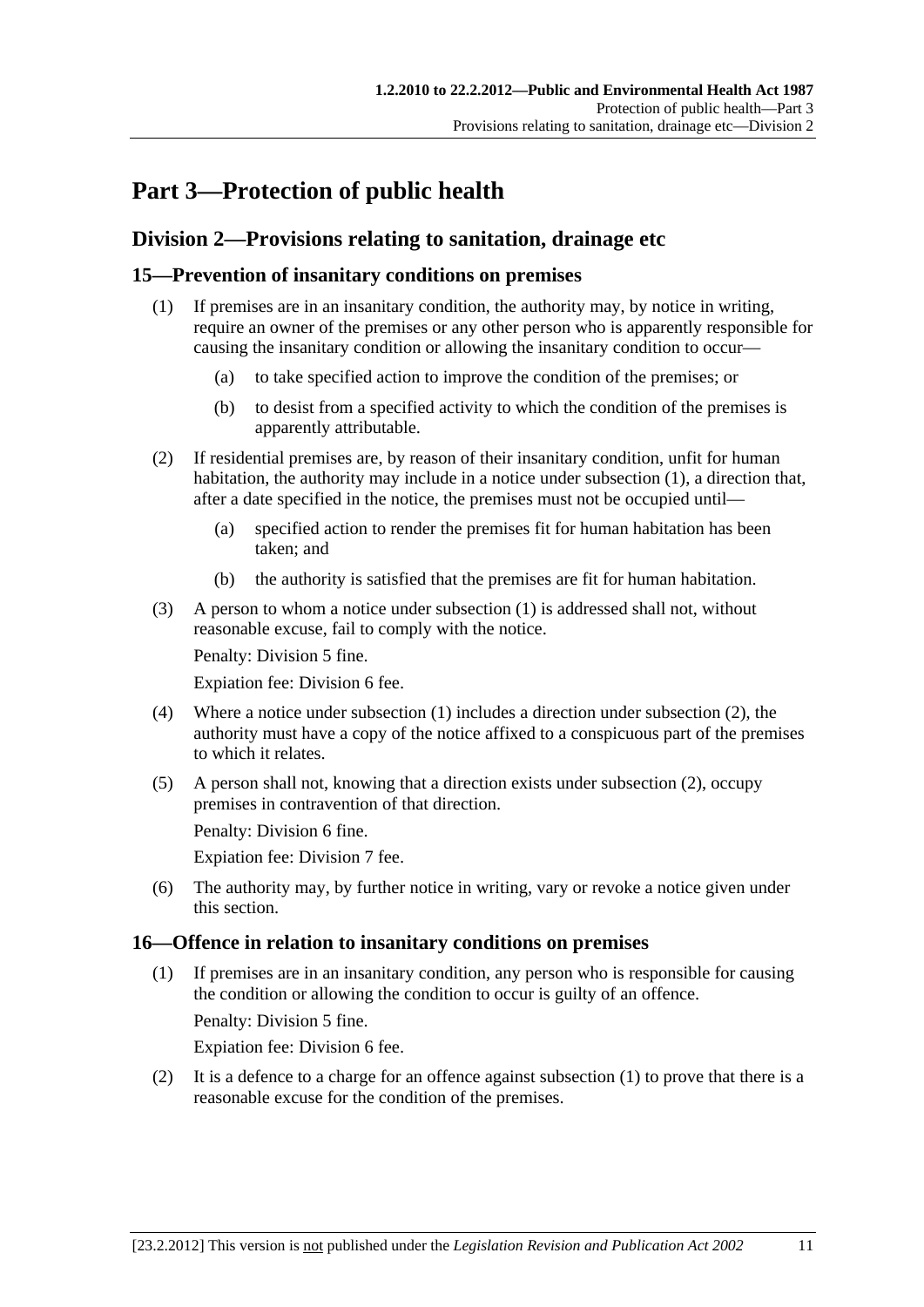# Part 3—Protection of public health

## Division 2—Provisions relating to sanitation, drainage etc

### 15—Prevention of insanitary conditions on premises

(1) If premises are in an insanitary condition, the authority may, by notice in writing, require an owner of the premises or any other person who is apparently responsible for causing the insanitary condition or allowing the insanitary condition to occur—

(a) to take specified action to improve the condition of the premises; or

(b) to desist from a specified activity to which the condition of the premises is apparently attributable.

(2) If residential premises are, by reason of their insanitary condition, unfit for human habitation, the authority may include in a notice under subsection (1), a direction that, after a date specified in the notice, the premises must not be occupied until—

(a) specified action to render the premises fit for human habitation has been taken; and

(b) the authority is satisfied that the premises are fit for human habitation.

(3) A person to whom a notice under subsection (1) is addressed shall not, without reasonable excuse, fail to comply with the notice.

Penalty: Division 5 fine.

Expiation fee: Division 6 fee.

(4) Where a notice under subsection (1) includes a direction under subsection (2), the authority must have a copy of the notice affixed to a conspicuous part of the premises to which it relates.

(5) A person shall not, knowing that a direction exists under subsection (2), occupy premises in contravention of that direction.

Penalty: Division 6 fine.

Expiation fee: Division 7 fee.

(6) The authority may, by further notice in writing, vary or revoke a notice given under this section.

### 16—Offence in relation to insanitary conditions on premises

(1) If premises are in an insanitary condition, any person who is responsible for causing the condition or allowing the condition to occur is guilty of an offence.

Penalty: Division 5 fine.

Expiation fee: Division 6 fee.

(2) It is a defence to a charge for an offence against subsection (1) to prove that there is a reasonable excuse for the condition of the premises.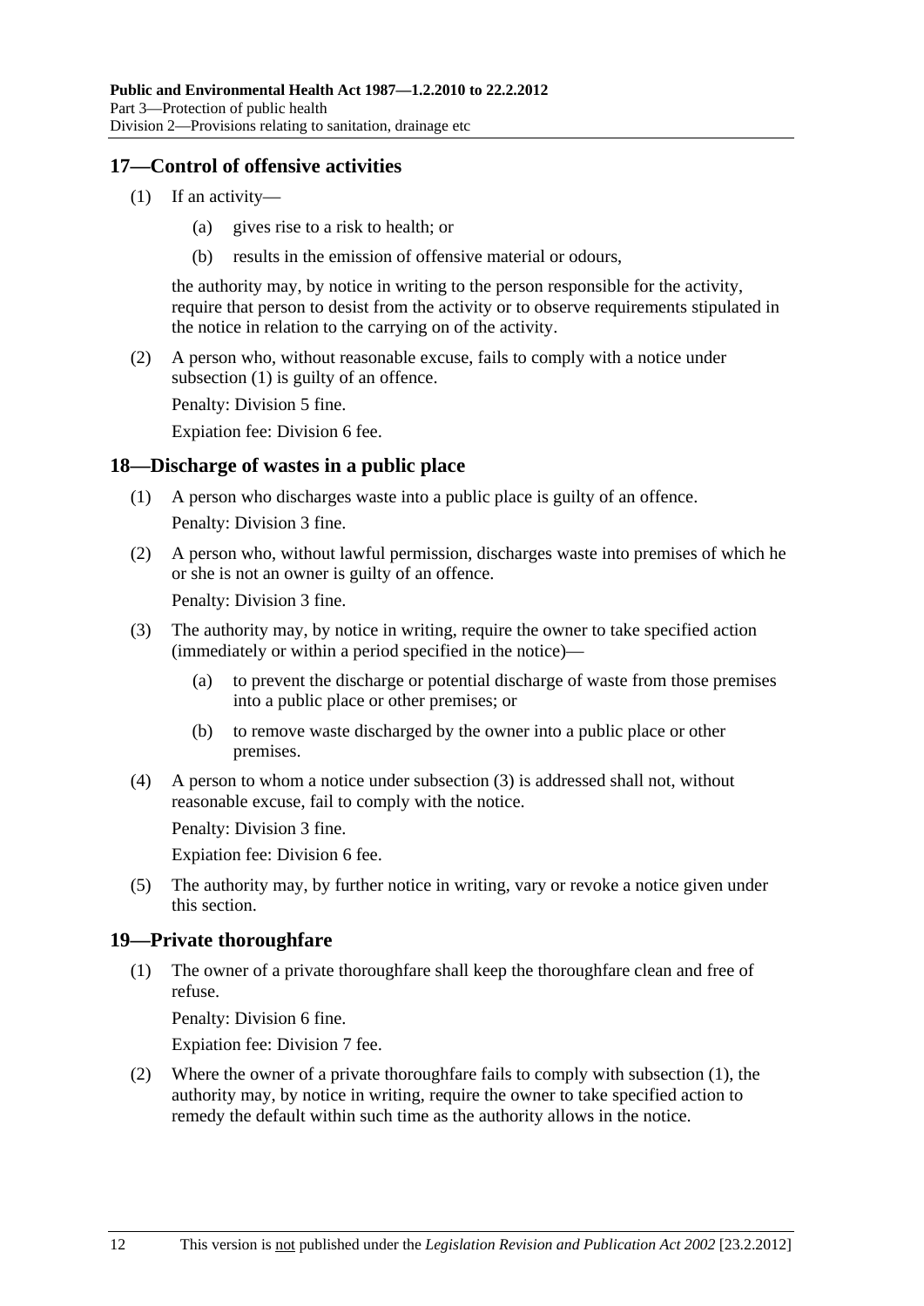## 17—Control of offensive activities

(1) If an activity—

(a) gives rise to a risk to health; or

(b) results in the emission of offensive material or odours,

the authority may, by notice in writing to the person responsible for the activity, require that person to desist from the activity or to observe requirements stipulated in the notice in relation to the carrying on of the activity.

(2) A person who, without reasonable excuse, fails to comply with a notice under subsection (1) is guilty of an offence.

Penalty: Division 5 fine.

Expiation fee: Division 6 fee.

## 18—Discharge of wastes in a public place

(1) A person who discharges waste into a public place is guilty of an offence.

Penalty: Division 3 fine.

(2) A person who, without lawful permission, discharges waste into premises of which he or she is not an owner is guilty of an offence.

Penalty: Division 3 fine.

(3) The authority may, by notice in writing, require the owner to take specified action (immediately or within a period specified in the notice)—

(a) to prevent the discharge or potential discharge of waste from those premises into a public place or other premises; or

(b) to remove waste discharged by the owner into a public place or other premises.

(4) A person to whom a notice under subsection (3) is addressed shall not, without reasonable excuse, fail to comply with the notice.

Penalty: Division 3 fine.

Expiation fee: Division 6 fee.

(5) The authority may, by further notice in writing, vary or revoke a notice given under this section.

## 19—Private thoroughfare

(1) The owner of a private thoroughfare shall keep the thoroughfare clean and free of refuse.

Penalty: Division 6 fine.

Expiation fee: Division 7 fee.

(2) Where the owner of a private thoroughfare fails to comply with subsection (1), the authority may, by notice in writing, require the owner to take specified action to remedy the default within such time as the authority allows in the notice.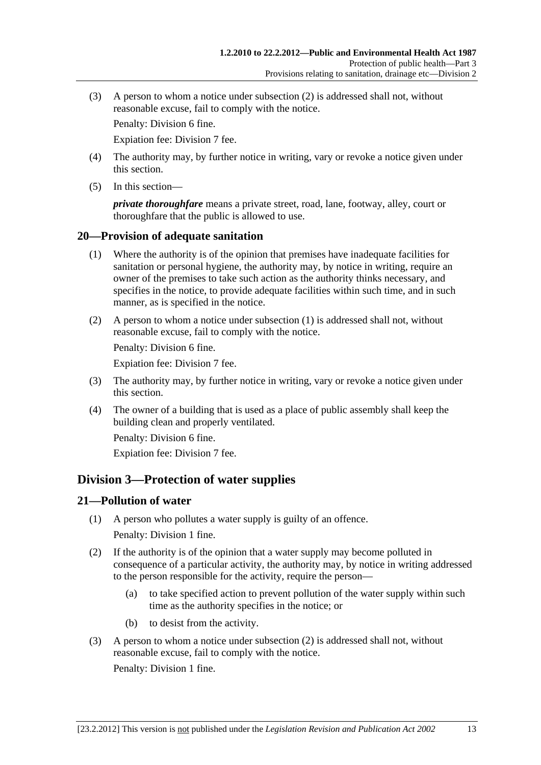(3) A person to whom a notice under subsection (2) is addressed shall not, without reasonable excuse, fail to comply with the notice.

Penalty: Division 6 fine.

Expiation fee: Division 7 fee.

(4) The authority may, by further notice in writing, vary or revoke a notice given under this section.

(5) In this section—

***private thoroughfare*** means a private street, road, lane, footway, alley, court or thoroughfare that the public is allowed to use.

### 20—Provision of adequate sanitation

(1) Where the authority is of the opinion that premises have inadequate facilities for sanitation or personal hygiene, the authority may, by notice in writing, require an owner of the premises to take such action as the authority thinks necessary, and specifies in the notice, to provide adequate facilities within such time, and in such manner, as is specified in the notice.

(2) A person to whom a notice under subsection (1) is addressed shall not, without reasonable excuse, fail to comply with the notice.

Penalty: Division 6 fine.

Expiation fee: Division 7 fee.

(3) The authority may, by further notice in writing, vary or revoke a notice given under this section.

(4) The owner of a building that is used as a place of public assembly shall keep the building clean and properly ventilated.

Penalty: Division 6 fine.

Expiation fee: Division 7 fee.

## Division 3—Protection of water supplies

### 21—Pollution of water

(1) A person who pollutes a water supply is guilty of an offence.

Penalty: Division 1 fine.

(2) If the authority is of the opinion that a water supply may become polluted in consequence of a particular activity, the authority may, by notice in writing addressed to the person responsible for the activity, require the person—

(a) to take specified action to prevent pollution of the water supply within such time as the authority specifies in the notice; or

(b) to desist from the activity.

(3) A person to whom a notice under subsection (2) is addressed shall not, without reasonable excuse, fail to comply with the notice.

Penalty: Division 1 fine.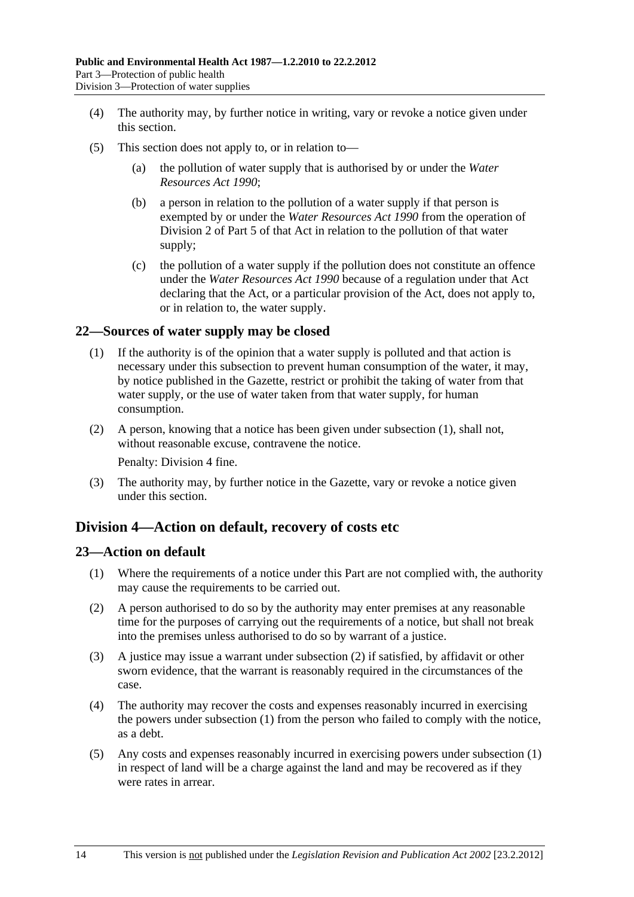(4) The authority may, by further notice in writing, vary or revoke a notice given under this section.

(5) This section does not apply to, or in relation to—

(a) the pollution of water supply that is authorised by or under the *Water Resources Act 1990*;

(b) a person in relation to the pollution of a water supply if that person is exempted by or under the *Water Resources Act 1990* from the operation of Division 2 of Part 5 of that Act in relation to the pollution of that water supply;

(c) the pollution of a water supply if the pollution does not constitute an offence under the *Water Resources Act 1990* because of a regulation under that Act declaring that the Act, or a particular provision of the Act, does not apply to, or in relation to, the water supply.

### 22—Sources of water supply may be closed

(1) If the authority is of the opinion that a water supply is polluted and that action is necessary under this subsection to prevent human consumption of the water, it may, by notice published in the Gazette, restrict or prohibit the taking of water from that water supply, or the use of water taken from that water supply, for human consumption.

(2) A person, knowing that a notice has been given under subsection (1), shall not, without reasonable excuse, contravene the notice.

Penalty: Division 4 fine.

(3) The authority may, by further notice in the Gazette, vary or revoke a notice given under this section.

## Division 4—Action on default, recovery of costs etc

### 23—Action on default

(1) Where the requirements of a notice under this Part are not complied with, the authority may cause the requirements to be carried out.

(2) A person authorised to do so by the authority may enter premises at any reasonable time for the purposes of carrying out the requirements of a notice, but shall not break into the premises unless authorised to do so by warrant of a justice.

(3) A justice may issue a warrant under subsection (2) if satisfied, by affidavit or other sworn evidence, that the warrant is reasonably required in the circumstances of the case.

(4) The authority may recover the costs and expenses reasonably incurred in exercising the powers under subsection (1) from the person who failed to comply with the notice, as a debt.

(5) Any costs and expenses reasonably incurred in exercising powers under subsection (1) in respect of land will be a charge against the land and may be recovered as if they were rates in arrear.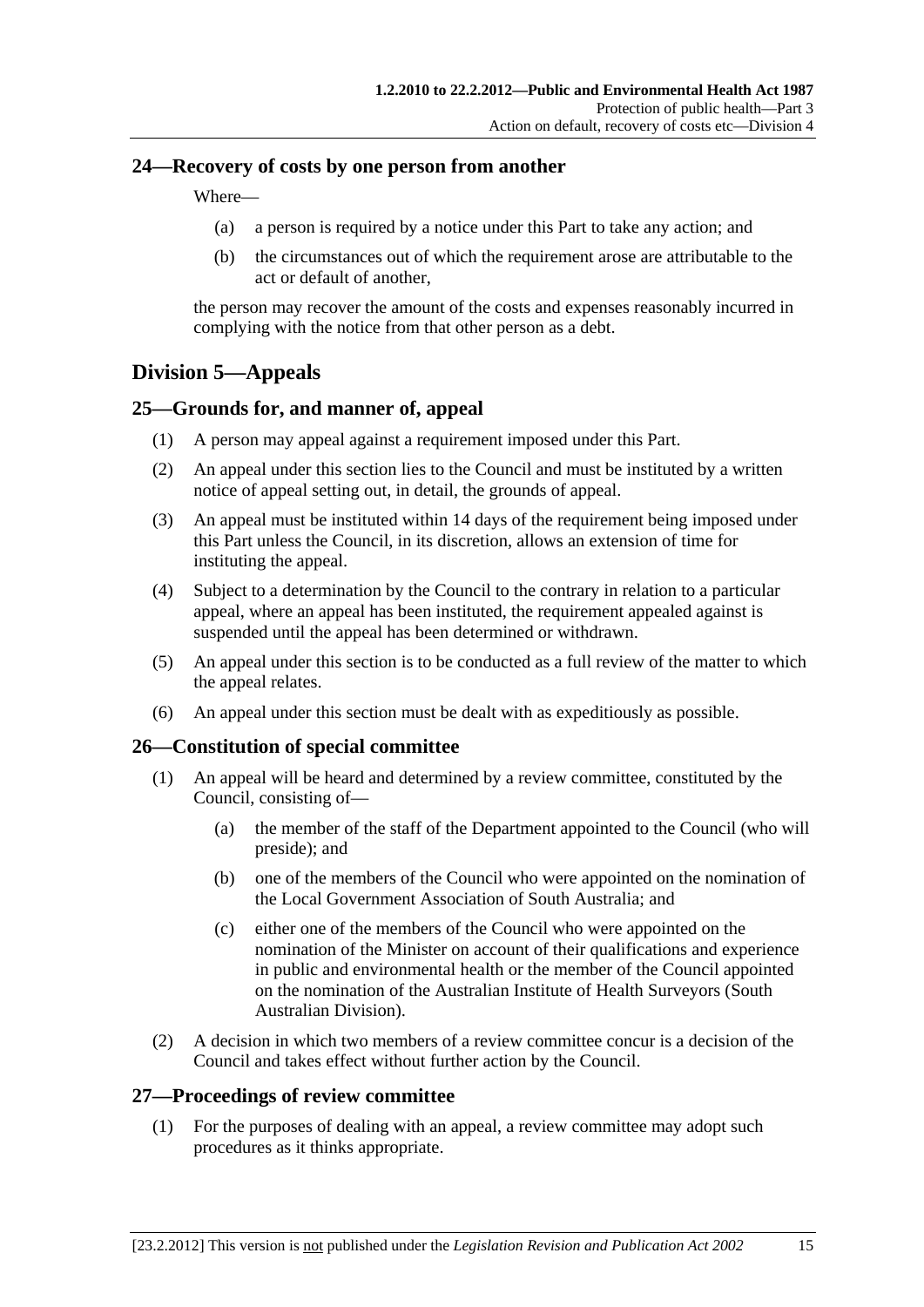## 24—Recovery of costs by one person from another

Where—

- (a) a person is required by a notice under this Part to take any action; and
- (b) the circumstances out of which the requirement arose are attributable to the act or default of another,

the person may recover the amount of the costs and expenses reasonably incurred in complying with the notice from that other person as a debt.

# Division 5—Appeals

## 25—Grounds for, and manner of, appeal

(1) A person may appeal against a requirement imposed under this Part.

(2) An appeal under this section lies to the Council and must be instituted by a written notice of appeal setting out, in detail, the grounds of appeal.

(3) An appeal must be instituted within 14 days of the requirement being imposed under this Part unless the Council, in its discretion, allows an extension of time for instituting the appeal.

(4) Subject to a determination by the Council to the contrary in relation to a particular appeal, where an appeal has been instituted, the requirement appealed against is suspended until the appeal has been determined or withdrawn.

(5) An appeal under this section is to be conducted as a full review of the matter to which the appeal relates.

(6) An appeal under this section must be dealt with as expeditiously as possible.

## 26—Constitution of special committee

(1) An appeal will be heard and determined by a review committee, constituted by the Council, consisting of—

- (a) the member of the staff of the Department appointed to the Council (who will preside); and
- (b) one of the members of the Council who were appointed on the nomination of the Local Government Association of South Australia; and
- (c) either one of the members of the Council who were appointed on the nomination of the Minister on account of their qualifications and experience in public and environmental health or the member of the Council appointed on the nomination of the Australian Institute of Health Surveyors (South Australian Division).

(2) A decision in which two members of a review committee concur is a decision of the Council and takes effect without further action by the Council.

## 27—Proceedings of review committee

(1) For the purposes of dealing with an appeal, a review committee may adopt such procedures as it thinks appropriate.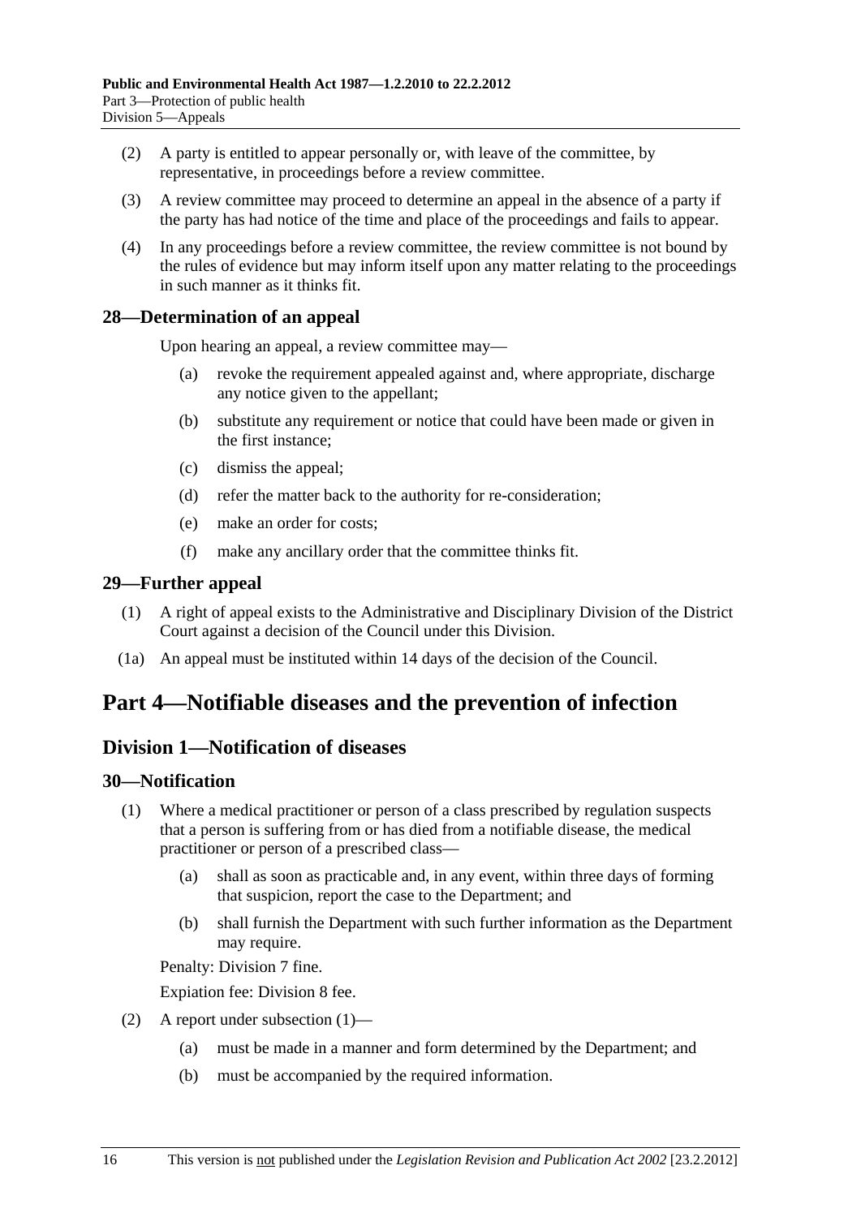(2) A party is entitled to appear personally or, with leave of the committee, by representative, in proceedings before a review committee.

(3) A review committee may proceed to determine an appeal in the absence of a party if the party has had notice of the time and place of the proceedings and fails to appear.

(4) In any proceedings before a review committee, the review committee is not bound by the rules of evidence but may inform itself upon any matter relating to the proceedings in such manner as it thinks fit.

### 28—Determination of an appeal

Upon hearing an appeal, a review committee may—

(a) revoke the requirement appealed against and, where appropriate, discharge any notice given to the appellant;

(b) substitute any requirement or notice that could have been made or given in the first instance;

(c) dismiss the appeal;

(d) refer the matter back to the authority for re-consideration;

(e) make an order for costs;

(f) make any ancillary order that the committee thinks fit.

### 29—Further appeal

(1) A right of appeal exists to the Administrative and Disciplinary Division of the District Court against a decision of the Council under this Division.

(1a) An appeal must be instituted within 14 days of the decision of the Council.

# Part 4—Notifiable diseases and the prevention of infection

## Division 1—Notification of diseases

### 30—Notification

(1) Where a medical practitioner or person of a class prescribed by regulation suspects that a person is suffering from or has died from a notifiable disease, the medical practitioner or person of a prescribed class—

(a) shall as soon as practicable and, in any event, within three days of forming that suspicion, report the case to the Department; and

(b) shall furnish the Department with such further information as the Department may require.

Penalty: Division 7 fine.

Expiation fee: Division 8 fee.

(2) A report under subsection (1)—

(a) must be made in a manner and form determined by the Department; and

(b) must be accompanied by the required information.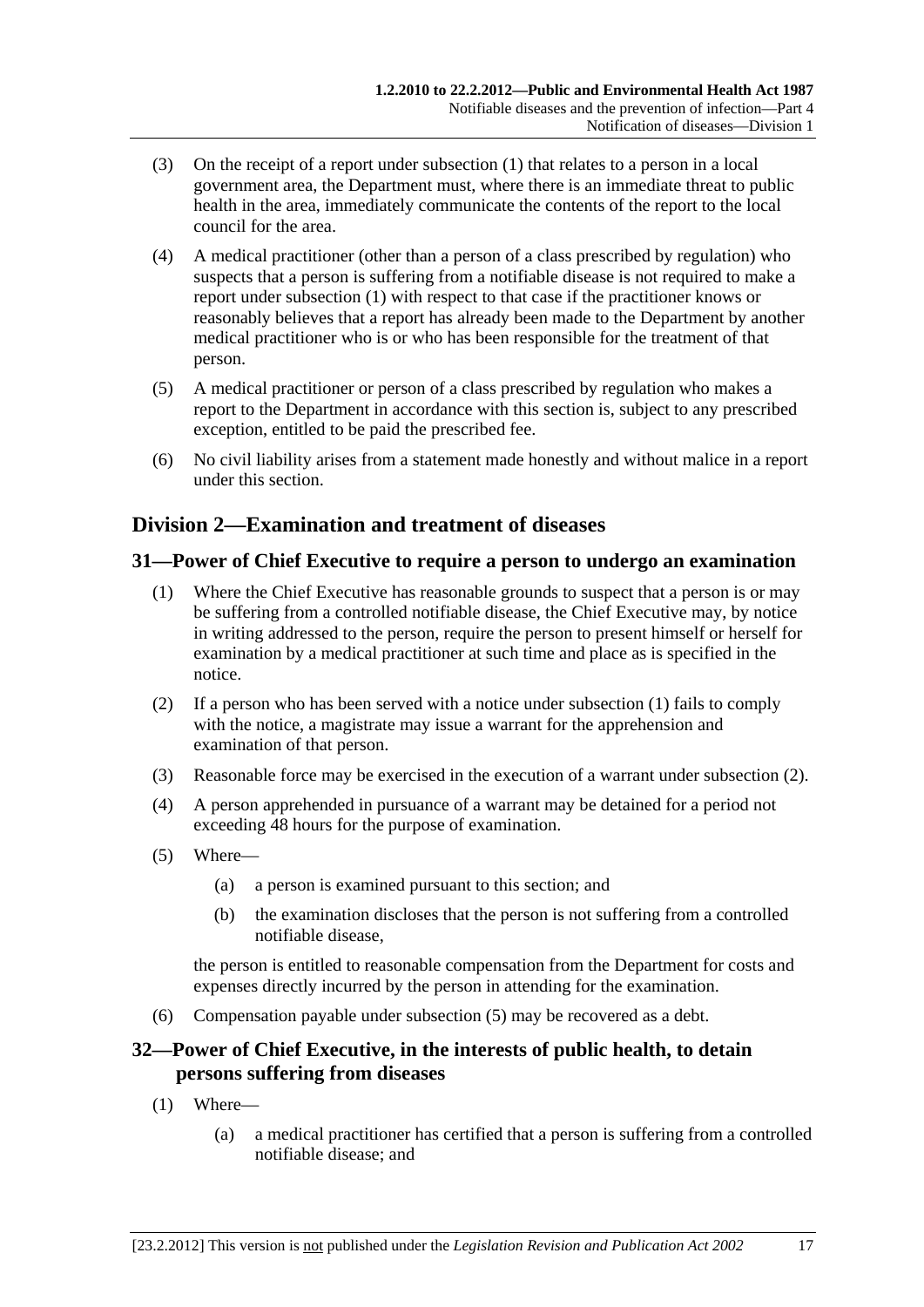(3) On the receipt of a report under subsection (1) that relates to a person in a local government area, the Department must, where there is an immediate threat to public health in the area, immediately communicate the contents of the report to the local council for the area.

(4) A medical practitioner (other than a person of a class prescribed by regulation) who suspects that a person is suffering from a notifiable disease is not required to make a report under subsection (1) with respect to that case if the practitioner knows or reasonably believes that a report has already been made to the Department by another medical practitioner who is or who has been responsible for the treatment of that person.

(5) A medical practitioner or person of a class prescribed by regulation who makes a report to the Department in accordance with this section is, subject to any prescribed exception, entitled to be paid the prescribed fee.

(6) No civil liability arises from a statement made honestly and without malice in a report under this section.

## Division 2—Examination and treatment of diseases

### 31—Power of Chief Executive to require a person to undergo an examination

(1) Where the Chief Executive has reasonable grounds to suspect that a person is or may be suffering from a controlled notifiable disease, the Chief Executive may, by notice in writing addressed to the person, require the person to present himself or herself for examination by a medical practitioner at such time and place as is specified in the notice.

(2) If a person who has been served with a notice under subsection (1) fails to comply with the notice, a magistrate may issue a warrant for the apprehension and examination of that person.

(3) Reasonable force may be exercised in the execution of a warrant under subsection (2).

(4) A person apprehended in pursuance of a warrant may be detained for a period not exceeding 48 hours for the purpose of examination.

(5) Where—

(a) a person is examined pursuant to this section; and

(b) the examination discloses that the person is not suffering from a controlled notifiable disease,

the person is entitled to reasonable compensation from the Department for costs and expenses directly incurred by the person in attending for the examination.

(6) Compensation payable under subsection (5) may be recovered as a debt.

### 32—Power of Chief Executive, in the interests of public health, to detain persons suffering from diseases

(1) Where—

(a) a medical practitioner has certified that a person is suffering from a controlled notifiable disease; and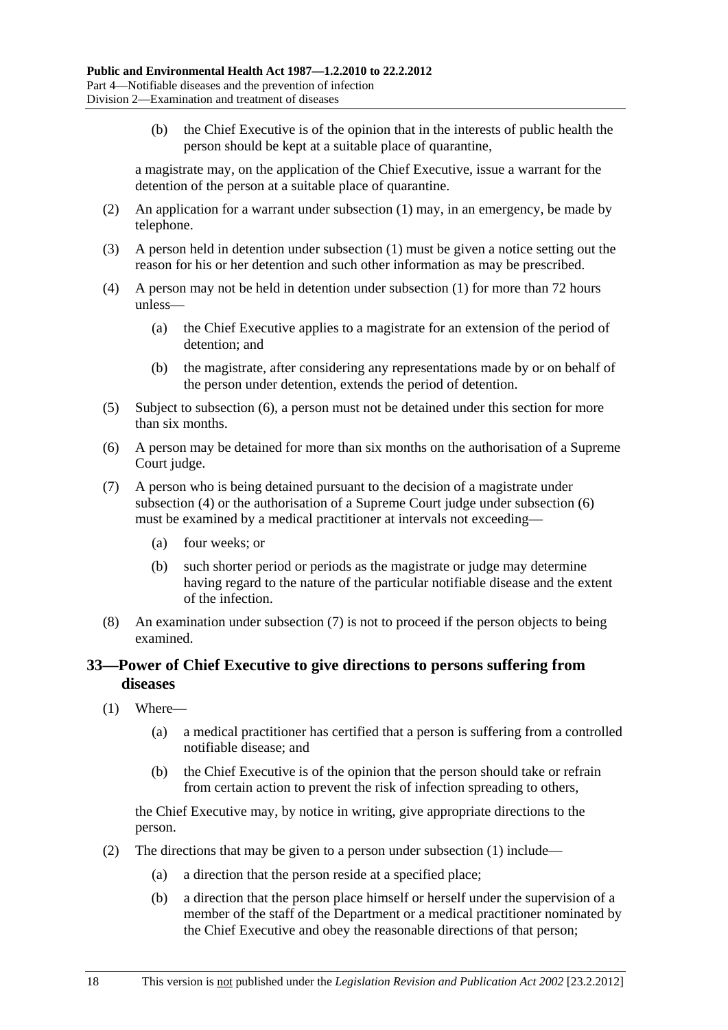(b) the Chief Executive is of the opinion that in the interests of public health the person should be kept at a suitable place of quarantine,

a magistrate may, on the application of the Chief Executive, issue a warrant for the detention of the person at a suitable place of quarantine.

(2) An application for a warrant under subsection (1) may, in an emergency, be made by telephone.

(3) A person held in detention under subsection (1) must be given a notice setting out the reason for his or her detention and such other information as may be prescribed.

(4) A person may not be held in detention under subsection (1) for more than 72 hours unless—

(a) the Chief Executive applies to a magistrate for an extension of the period of detention; and

(b) the magistrate, after considering any representations made by or on behalf of the person under detention, extends the period of detention.

(5) Subject to subsection (6), a person must not be detained under this section for more than six months.

(6) A person may be detained for more than six months on the authorisation of a Supreme Court judge.

(7) A person who is being detained pursuant to the decision of a magistrate under subsection (4) or the authorisation of a Supreme Court judge under subsection (6) must be examined by a medical practitioner at intervals not exceeding—

(a) four weeks; or

(b) such shorter period or periods as the magistrate or judge may determine having regard to the nature of the particular notifiable disease and the extent of the infection.

(8) An examination under subsection (7) is not to proceed if the person objects to being examined.

## 33—Power of Chief Executive to give directions to persons suffering from diseases

(1) Where—

(a) a medical practitioner has certified that a person is suffering from a controlled notifiable disease; and

(b) the Chief Executive is of the opinion that the person should take or refrain from certain action to prevent the risk of infection spreading to others,

the Chief Executive may, by notice in writing, give appropriate directions to the person.

(2) The directions that may be given to a person under subsection (1) include—

(a) a direction that the person reside at a specified place;

(b) a direction that the person place himself or herself under the supervision of a member of the staff of the Department or a medical practitioner nominated by the Chief Executive and obey the reasonable directions of that person;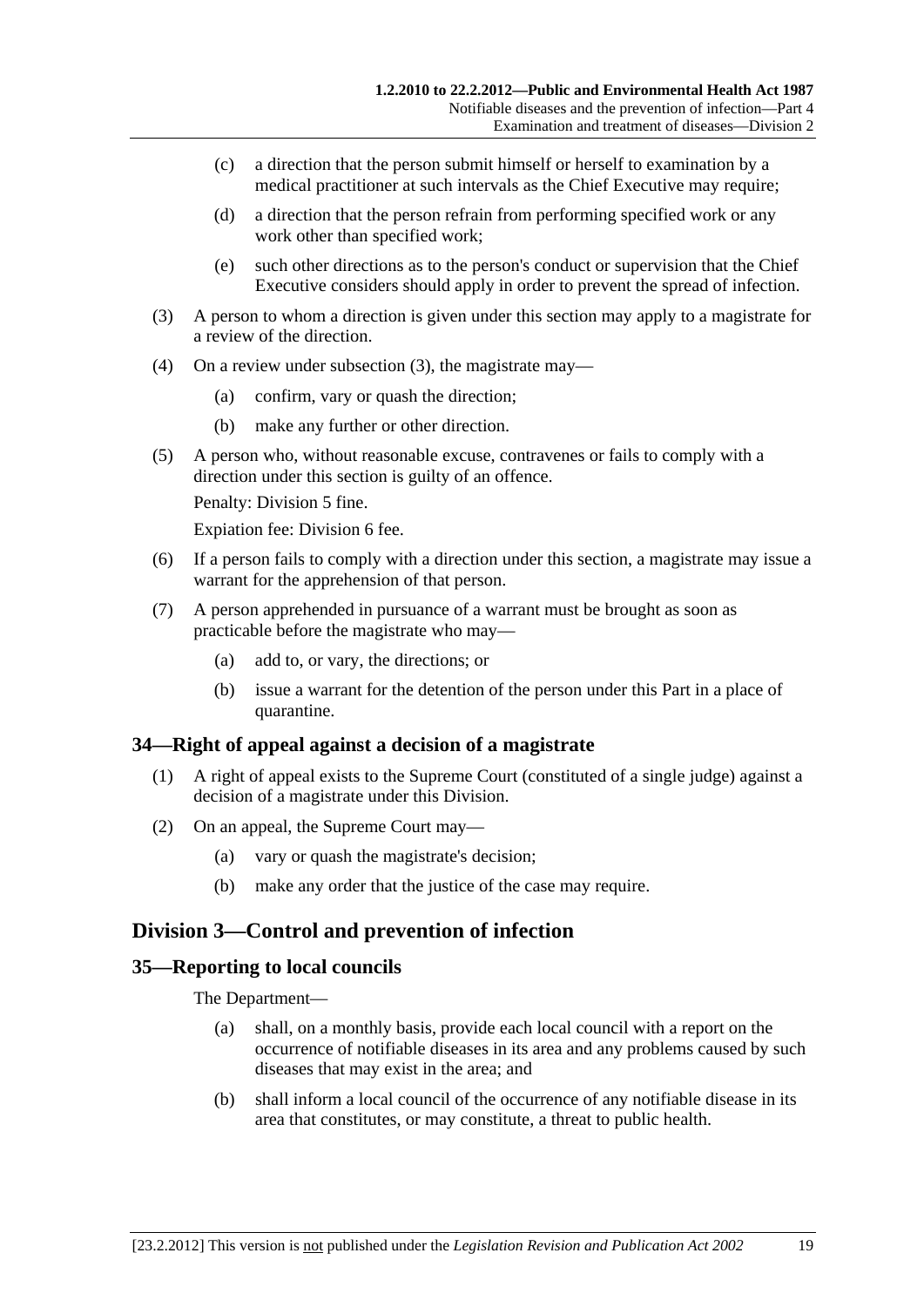(c) a direction that the person submit himself or herself to examination by a medical practitioner at such intervals as the Chief Executive may require;

(d) a direction that the person refrain from performing specified work or any work other than specified work;

(e) such other directions as to the person's conduct or supervision that the Chief Executive considers should apply in order to prevent the spread of infection.

(3) A person to whom a direction is given under this section may apply to a magistrate for a review of the direction.

(4) On a review under subsection (3), the magistrate may—

(a) confirm, vary or quash the direction;

(b) make any further or other direction.

(5) A person who, without reasonable excuse, contravenes or fails to comply with a direction under this section is guilty of an offence.

Penalty: Division 5 fine.

Expiation fee: Division 6 fee.

(6) If a person fails to comply with a direction under this section, a magistrate may issue a warrant for the apprehension of that person.

(7) A person apprehended in pursuance of a warrant must be brought as soon as practicable before the magistrate who may—

(a) add to, or vary, the directions; or

(b) issue a warrant for the detention of the person under this Part in a place of quarantine.

### 34—Right of appeal against a decision of a magistrate

(1) A right of appeal exists to the Supreme Court (constituted of a single judge) against a decision of a magistrate under this Division.

(2) On an appeal, the Supreme Court may—

(a) vary or quash the magistrate's decision;

(b) make any order that the justice of the case may require.

## Division 3—Control and prevention of infection

### 35—Reporting to local councils

The Department—

(a) shall, on a monthly basis, provide each local council with a report on the occurrence of notifiable diseases in its area and any problems caused by such diseases that may exist in the area; and

(b) shall inform a local council of the occurrence of any notifiable disease in its area that constitutes, or may constitute, a threat to public health.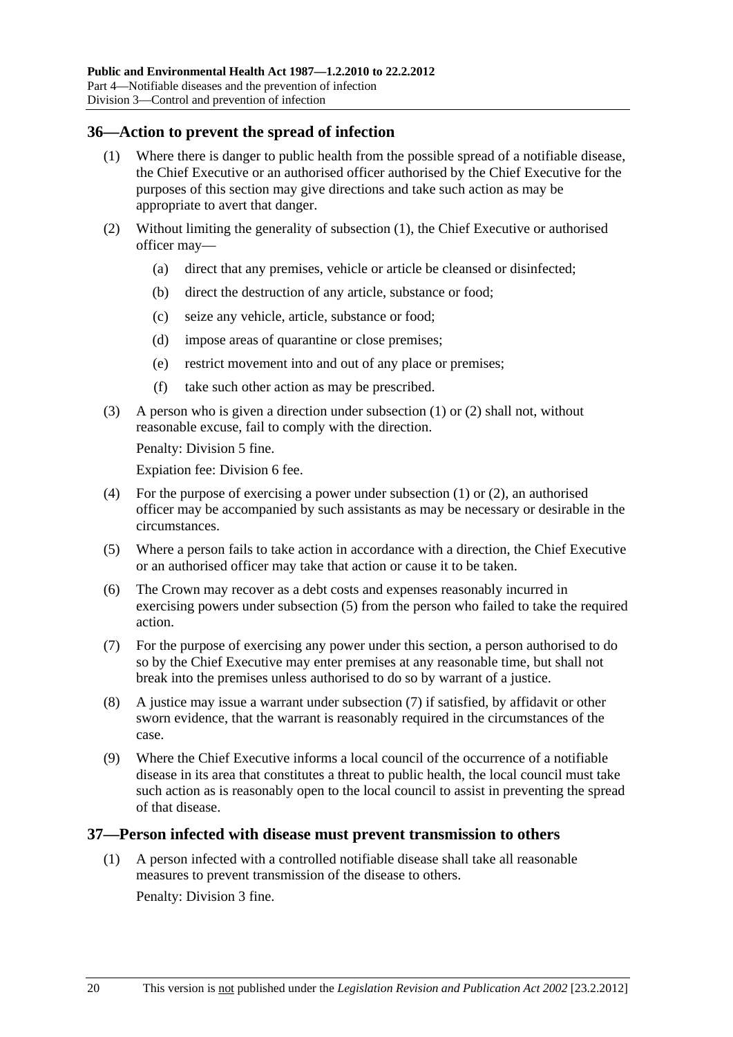## 36—Action to prevent the spread of infection

(1) Where there is danger to public health from the possible spread of a notifiable disease, the Chief Executive or an authorised officer authorised by the Chief Executive for the purposes of this section may give directions and take such action as may be appropriate to avert that danger.

(2) Without limiting the generality of subsection (1), the Chief Executive or authorised officer may—

   (a) direct that any premises, vehicle or article be cleansed or disinfected;

   (b) direct the destruction of any article, substance or food;

   (c) seize any vehicle, article, substance or food;

   (d) impose areas of quarantine or close premises;

   (e) restrict movement into and out of any place or premises;

   (f) take such other action as may be prescribed.

(3) A person who is given a direction under subsection (1) or (2) shall not, without reasonable excuse, fail to comply with the direction.

Penalty: Division 5 fine.

Expiation fee: Division 6 fee.

(4) For the purpose of exercising a power under subsection (1) or (2), an authorised officer may be accompanied by such assistants as may be necessary or desirable in the circumstances.

(5) Where a person fails to take action in accordance with a direction, the Chief Executive or an authorised officer may take that action or cause it to be taken.

(6) The Crown may recover as a debt costs and expenses reasonably incurred in exercising powers under subsection (5) from the person who failed to take the required action.

(7) For the purpose of exercising any power under this section, a person authorised to do so by the Chief Executive may enter premises at any reasonable time, but shall not break into the premises unless authorised to do so by warrant of a justice.

(8) A justice may issue a warrant under subsection (7) if satisfied, by affidavit or other sworn evidence, that the warrant is reasonably required in the circumstances of the case.

(9) Where the Chief Executive informs a local council of the occurrence of a notifiable disease in its area that constitutes a threat to public health, the local council must take such action as is reasonably open to the local council to assist in preventing the spread of that disease.

## 37—Person infected with disease must prevent transmission to others

(1) A person infected with a controlled notifiable disease shall take all reasonable measures to prevent transmission of the disease to others.

Penalty: Division 3 fine.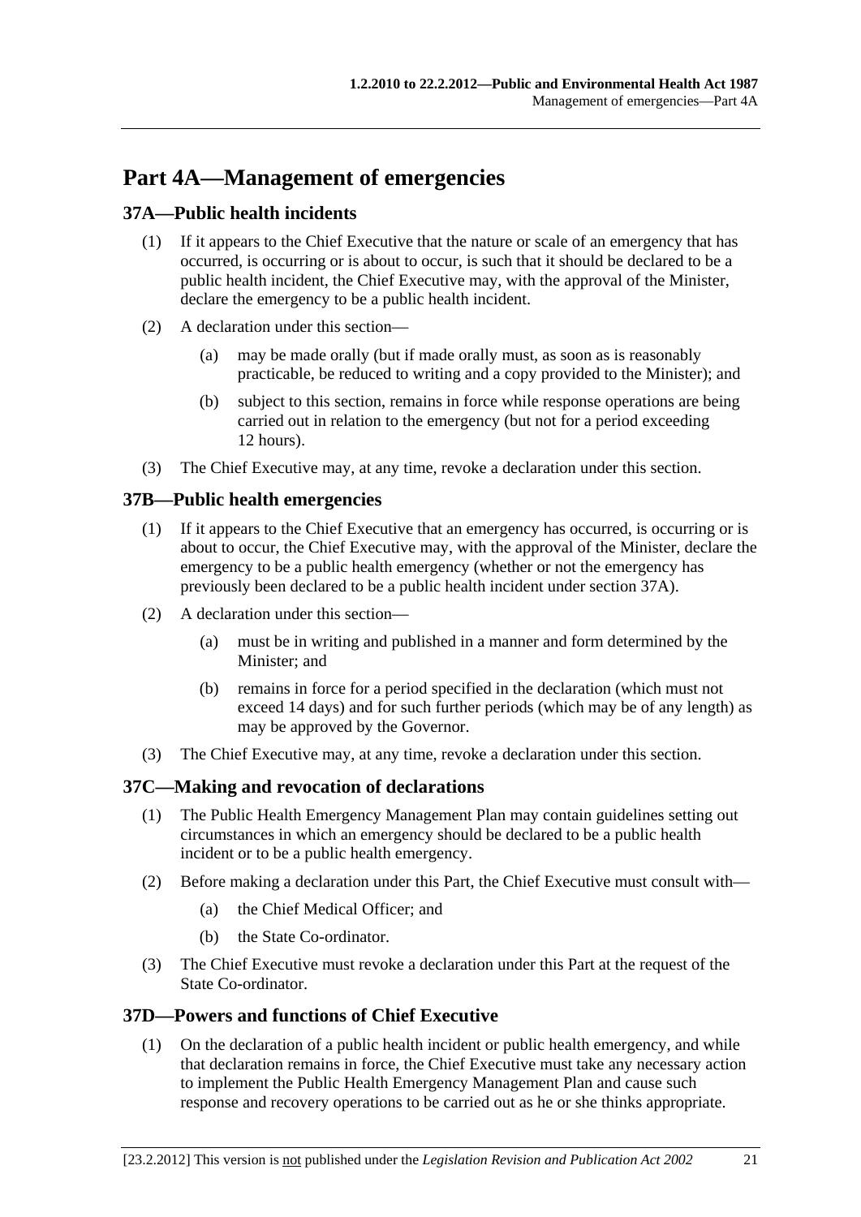# Part 4A—Management of emergencies

## 37A—Public health incidents

(1) If it appears to the Chief Executive that the nature or scale of an emergency that has occurred, is occurring or is about to occur, is such that it should be declared to be a public health incident, the Chief Executive may, with the approval of the Minister, declare the emergency to be a public health incident.

(2) A declaration under this section—

  (a) may be made orally (but if made orally must, as soon as is reasonably practicable, be reduced to writing and a copy provided to the Minister); and

  (b) subject to this section, remains in force while response operations are being carried out in relation to the emergency (but not for a period exceeding 12 hours).

(3) The Chief Executive may, at any time, revoke a declaration under this section.

## 37B—Public health emergencies

(1) If it appears to the Chief Executive that an emergency has occurred, is occurring or is about to occur, the Chief Executive may, with the approval of the Minister, declare the emergency to be a public health emergency (whether or not the emergency has previously been declared to be a public health incident under section 37A).

(2) A declaration under this section—

  (a) must be in writing and published in a manner and form determined by the Minister; and

  (b) remains in force for a period specified in the declaration (which must not exceed 14 days) and for such further periods (which may be of any length) as may be approved by the Governor.

(3) The Chief Executive may, at any time, revoke a declaration under this section.

## 37C—Making and revocation of declarations

(1) The Public Health Emergency Management Plan may contain guidelines setting out circumstances in which an emergency should be declared to be a public health incident or to be a public health emergency.

(2) Before making a declaration under this Part, the Chief Executive must consult with—

  (a) the Chief Medical Officer; and

  (b) the State Co-ordinator.

(3) The Chief Executive must revoke a declaration under this Part at the request of the State Co-ordinator.

## 37D—Powers and functions of Chief Executive

(1) On the declaration of a public health incident or public health emergency, and while that declaration remains in force, the Chief Executive must take any necessary action to implement the Public Health Emergency Management Plan and cause such response and recovery operations to be carried out as he or she thinks appropriate.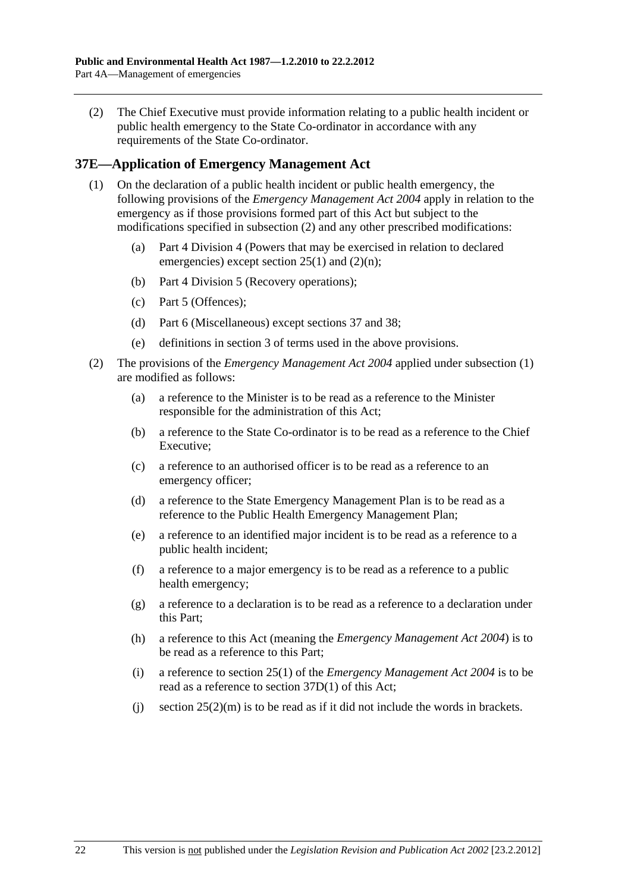(2) The Chief Executive must provide information relating to a public health incident or public health emergency to the State Co-ordinator in accordance with any requirements of the State Co-ordinator.

## 37E—Application of Emergency Management Act

(1) On the declaration of a public health incident or public health emergency, the following provisions of the *Emergency Management Act 2004* apply in relation to the emergency as if those provisions formed part of this Act but subject to the modifications specified in subsection (2) and any other prescribed modifications:

(a) Part 4 Division 4 (Powers that may be exercised in relation to declared emergencies) except section 25(1) and (2)(n);

(b) Part 4 Division 5 (Recovery operations);

(c) Part 5 (Offences);

(d) Part 6 (Miscellaneous) except sections 37 and 38;

(e) definitions in section 3 of terms used in the above provisions.

(2) The provisions of the *Emergency Management Act 2004* applied under subsection (1) are modified as follows:

(a) a reference to the Minister is to be read as a reference to the Minister responsible for the administration of this Act;

(b) a reference to the State Co-ordinator is to be read as a reference to the Chief Executive;

(c) a reference to an authorised officer is to be read as a reference to an emergency officer;

(d) a reference to the State Emergency Management Plan is to be read as a reference to the Public Health Emergency Management Plan;

(e) a reference to an identified major incident is to be read as a reference to a public health incident;

(f) a reference to a major emergency is to be read as a reference to a public health emergency;

(g) a reference to a declaration is to be read as a reference to a declaration under this Part;

(h) a reference to this Act (meaning the *Emergency Management Act 2004*) is to be read as a reference to this Part;

(i) a reference to section 25(1) of the *Emergency Management Act 2004* is to be read as a reference to section 37D(1) of this Act;

(j) section 25(2)(m) is to be read as if it did not include the words in brackets.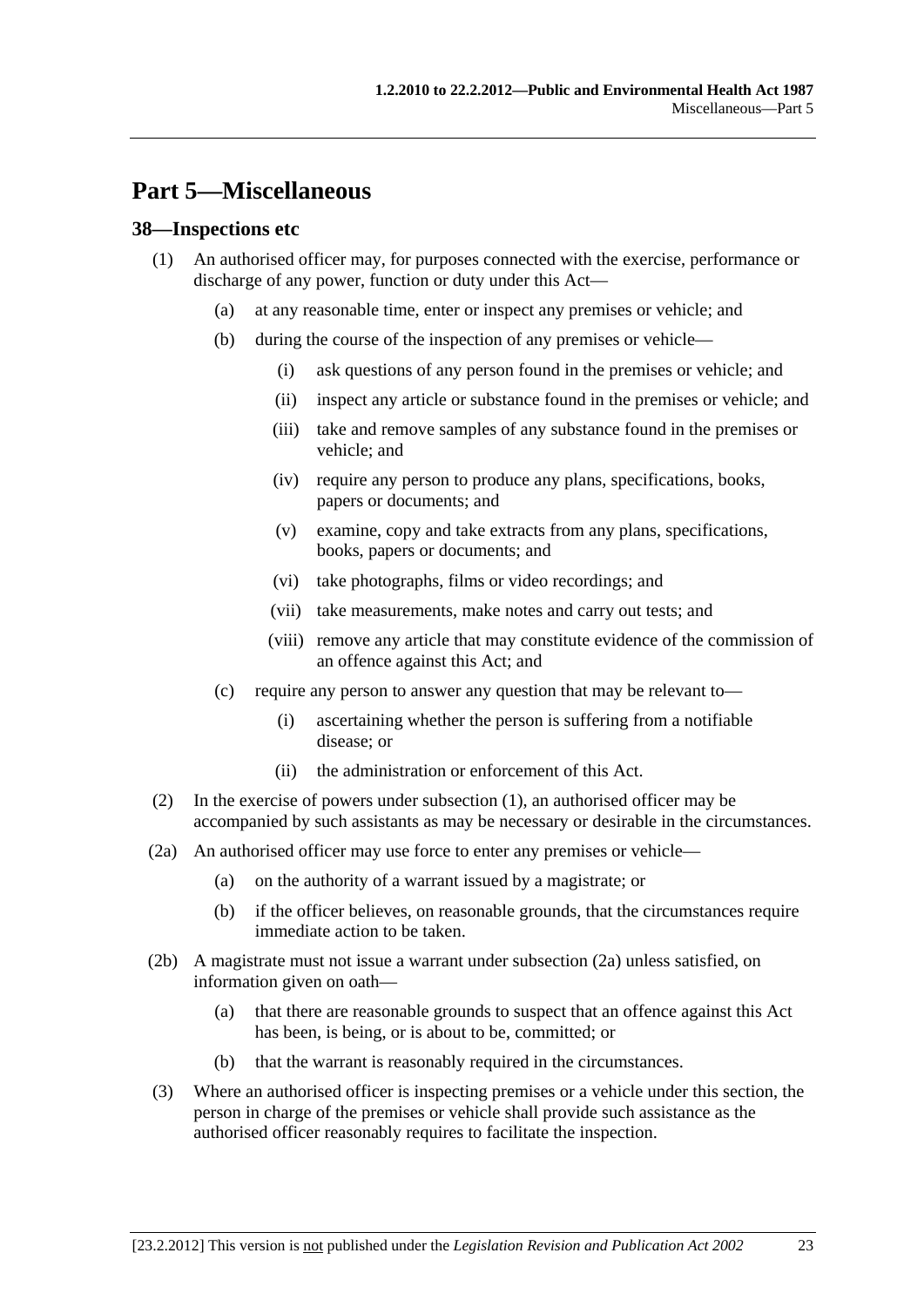# Part 5—Miscellaneous

## 38—Inspections etc

(1) An authorised officer may, for purposes connected with the exercise, performance or discharge of any power, function or duty under this Act—

(a) at any reasonable time, enter or inspect any premises or vehicle; and

(b) during the course of the inspection of any premises or vehicle—

(i) ask questions of any person found in the premises or vehicle; and

(ii) inspect any article or substance found in the premises or vehicle; and

(iii) take and remove samples of any substance found in the premises or vehicle; and

(iv) require any person to produce any plans, specifications, books, papers or documents; and

(v) examine, copy and take extracts from any plans, specifications, books, papers or documents; and

(vi) take photographs, films or video recordings; and

(vii) take measurements, make notes and carry out tests; and

(viii) remove any article that may constitute evidence of the commission of an offence against this Act; and

(c) require any person to answer any question that may be relevant to—

(i) ascertaining whether the person is suffering from a notifiable disease; or

(ii) the administration or enforcement of this Act.

(2) In the exercise of powers under subsection (1), an authorised officer may be accompanied by such assistants as may be necessary or desirable in the circumstances.

(2a) An authorised officer may use force to enter any premises or vehicle—

(a) on the authority of a warrant issued by a magistrate; or

(b) if the officer believes, on reasonable grounds, that the circumstances require immediate action to be taken.

(2b) A magistrate must not issue a warrant under subsection (2a) unless satisfied, on information given on oath—

(a) that there are reasonable grounds to suspect that an offence against this Act has been, is being, or is about to be, committed; or

(b) that the warrant is reasonably required in the circumstances.

(3) Where an authorised officer is inspecting premises or a vehicle under this section, the person in charge of the premises or vehicle shall provide such assistance as the authorised officer reasonably requires to facilitate the inspection.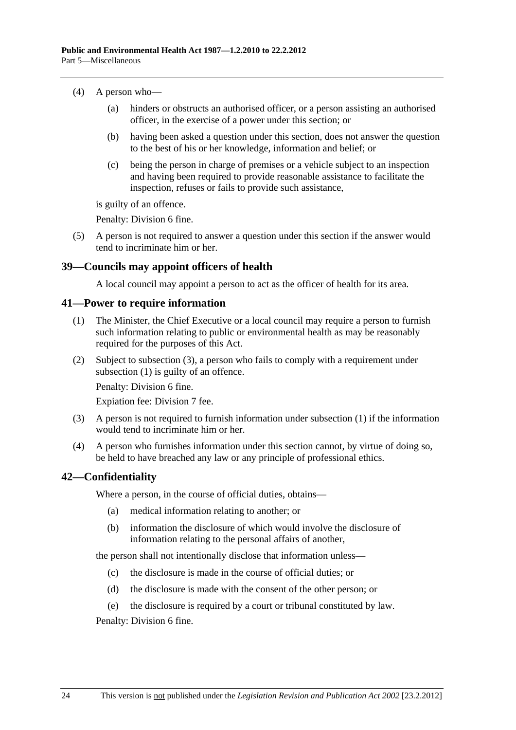(4) A person who—

 (a) hinders or obstructs an authorised officer, or a person assisting an authorised officer, in the exercise of a power under this section; or

 (b) having been asked a question under this section, does not answer the question to the best of his or her knowledge, information and belief; or

 (c) being the person in charge of premises or a vehicle subject to an inspection and having been required to provide reasonable assistance to facilitate the inspection, refuses or fails to provide such assistance,

is guilty of an offence.

Penalty: Division 6 fine.

(5) A person is not required to answer a question under this section if the answer would tend to incriminate him or her.

## 39—Councils may appoint officers of health

A local council may appoint a person to act as the officer of health for its area.

## 41—Power to require information

(1) The Minister, the Chief Executive or a local council may require a person to furnish such information relating to public or environmental health as may be reasonably required for the purposes of this Act.

(2) Subject to subsection (3), a person who fails to comply with a requirement under subsection (1) is guilty of an offence.

Penalty: Division 6 fine.

Expiation fee: Division 7 fee.

(3) A person is not required to furnish information under subsection (1) if the information would tend to incriminate him or her.

(4) A person who furnishes information under this section cannot, by virtue of doing so, be held to have breached any law or any principle of professional ethics.

## 42—Confidentiality

Where a person, in the course of official duties, obtains—

 (a) medical information relating to another; or

 (b) information the disclosure of which would involve the disclosure of information relating to the personal affairs of another,

the person shall not intentionally disclose that information unless—

 (c) the disclosure is made in the course of official duties; or

 (d) the disclosure is made with the consent of the other person; or

 (e) the disclosure is required by a court or tribunal constituted by law.

Penalty: Division 6 fine.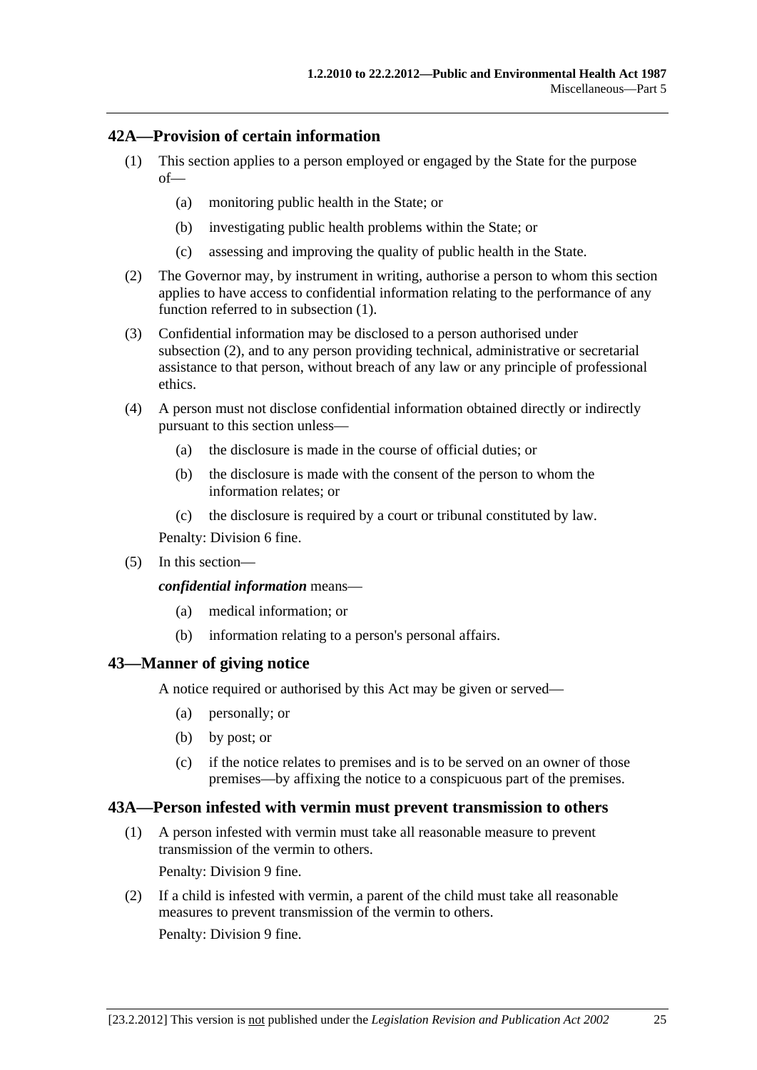## 42A—Provision of certain information

(1) This section applies to a person employed or engaged by the State for the purpose of—

(a) monitoring public health in the State; or

(b) investigating public health problems within the State; or

(c) assessing and improving the quality of public health in the State.

(2) The Governor may, by instrument in writing, authorise a person to whom this section applies to have access to confidential information relating to the performance of any function referred to in subsection (1).

(3) Confidential information may be disclosed to a person authorised under subsection (2), and to any person providing technical, administrative or secretarial assistance to that person, without breach of any law or any principle of professional ethics.

(4) A person must not disclose confidential information obtained directly or indirectly pursuant to this section unless—

(a) the disclosure is made in the course of official duties; or

(b) the disclosure is made with the consent of the person to whom the information relates; or

(c) the disclosure is required by a court or tribunal constituted by law.

Penalty: Division 6 fine.

(5) In this section—

***confidential information*** means—

(a) medical information; or

(b) information relating to a person's personal affairs.

## 43—Manner of giving notice

A notice required or authorised by this Act may be given or served—

(a) personally; or

(b) by post; or

(c) if the notice relates to premises and is to be served on an owner of those premises—by affixing the notice to a conspicuous part of the premises.

## 43A—Person infested with vermin must prevent transmission to others

(1) A person infested with vermin must take all reasonable measure to prevent transmission of the vermin to others.

Penalty: Division 9 fine.

(2) If a child is infested with vermin, a parent of the child must take all reasonable measures to prevent transmission of the vermin to others.

Penalty: Division 9 fine.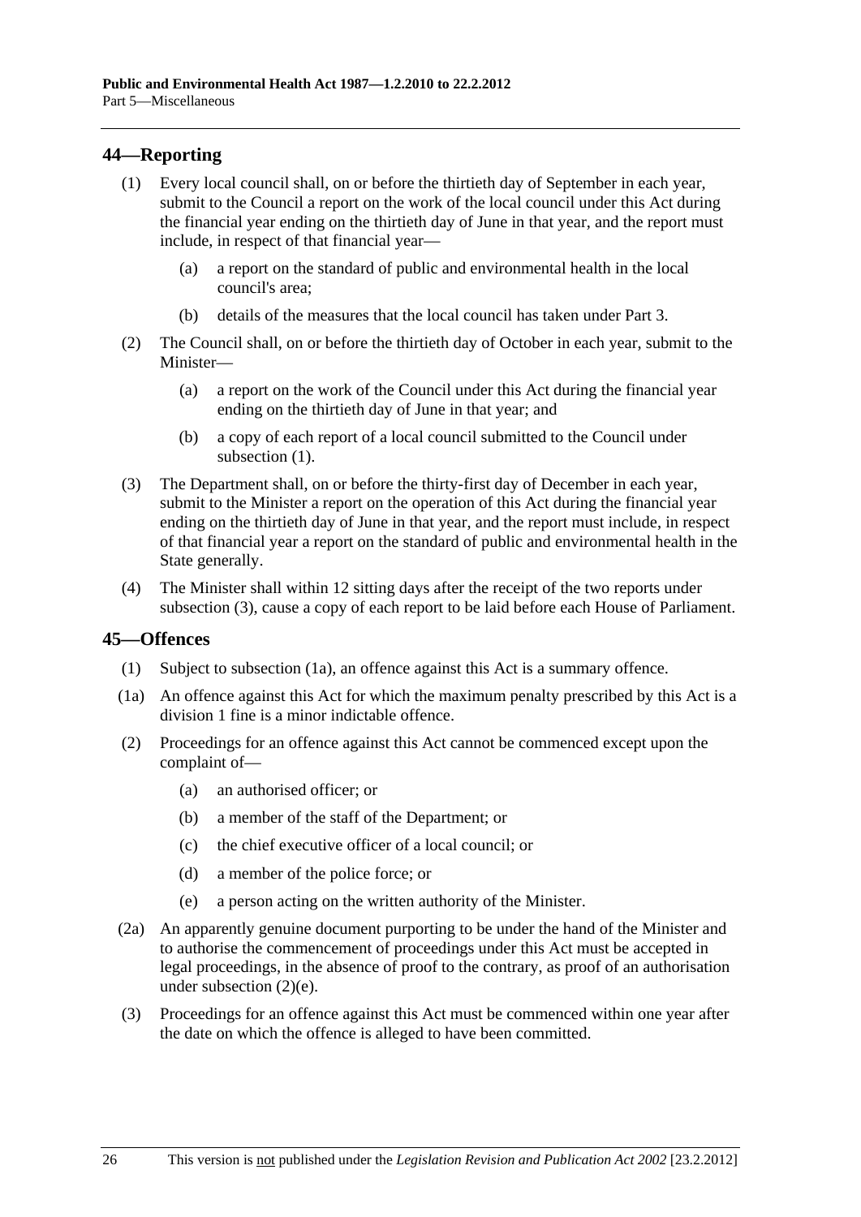## 44—Reporting

(1) Every local council shall, on or before the thirtieth day of September in each year, submit to the Council a report on the work of the local council under this Act during the financial year ending on the thirtieth day of June in that year, and the report must include, in respect of that financial year—

  (a) a report on the standard of public and environmental health in the local council's area;

  (b) details of the measures that the local council has taken under Part 3.

(2) The Council shall, on or before the thirtieth day of October in each year, submit to the Minister—

  (a) a report on the work of the Council under this Act during the financial year ending on the thirtieth day of June in that year; and

  (b) a copy of each report of a local council submitted to the Council under subsection (1).

(3) The Department shall, on or before the thirty-first day of December in each year, submit to the Minister a report on the operation of this Act during the financial year ending on the thirtieth day of June in that year, and the report must include, in respect of that financial year a report on the standard of public and environmental health in the State generally.

(4) The Minister shall within 12 sitting days after the receipt of the two reports under subsection (3), cause a copy of each report to be laid before each House of Parliament.

## 45—Offences

(1) Subject to subsection (1a), an offence against this Act is a summary offence.

(1a) An offence against this Act for which the maximum penalty prescribed by this Act is a division 1 fine is a minor indictable offence.

(2) Proceedings for an offence against this Act cannot be commenced except upon the complaint of—

  (a) an authorised officer; or

  (b) a member of the staff of the Department; or

  (c) the chief executive officer of a local council; or

  (d) a member of the police force; or

  (e) a person acting on the written authority of the Minister.

(2a) An apparently genuine document purporting to be under the hand of the Minister and to authorise the commencement of proceedings under this Act must be accepted in legal proceedings, in the absence of proof to the contrary, as proof of an authorisation under subsection (2)(e).

(3) Proceedings for an offence against this Act must be commenced within one year after the date on which the offence is alleged to have been committed.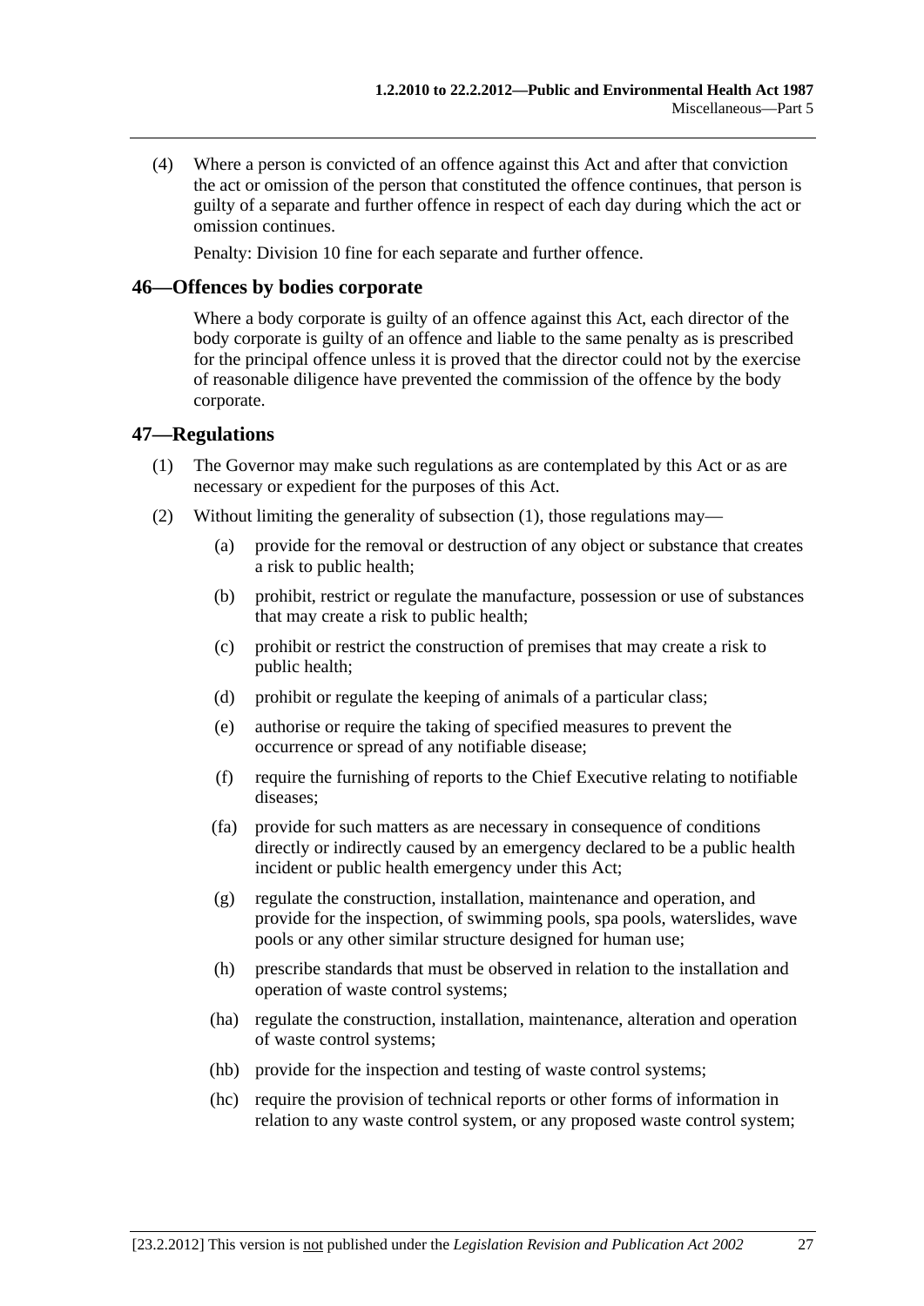(4) Where a person is convicted of an offence against this Act and after that conviction the act or omission of the person that constituted the offence continues, that person is guilty of a separate and further offence in respect of each day during which the act or omission continues.

Penalty: Division 10 fine for each separate and further offence.

## 46—Offences by bodies corporate

Where a body corporate is guilty of an offence against this Act, each director of the body corporate is guilty of an offence and liable to the same penalty as is prescribed for the principal offence unless it is proved that the director could not by the exercise of reasonable diligence have prevented the commission of the offence by the body corporate.

## 47—Regulations

(1) The Governor may make such regulations as are contemplated by this Act or as are necessary or expedient for the purposes of this Act.

(2) Without limiting the generality of subsection (1), those regulations may—

- (a) provide for the removal or destruction of any object or substance that creates a risk to public health;
- (b) prohibit, restrict or regulate the manufacture, possession or use of substances that may create a risk to public health;
- (c) prohibit or restrict the construction of premises that may create a risk to public health;
- (d) prohibit or regulate the keeping of animals of a particular class;
- (e) authorise or require the taking of specified measures to prevent the occurrence or spread of any notifiable disease;
- (f) require the furnishing of reports to the Chief Executive relating to notifiable diseases;
- (fa) provide for such matters as are necessary in consequence of conditions directly or indirectly caused by an emergency declared to be a public health incident or public health emergency under this Act;
- (g) regulate the construction, installation, maintenance and operation, and provide for the inspection, of swimming pools, spa pools, waterslides, wave pools or any other similar structure designed for human use;
- (h) prescribe standards that must be observed in relation to the installation and operation of waste control systems;
- (ha) regulate the construction, installation, maintenance, alteration and operation of waste control systems;
- (hb) provide for the inspection and testing of waste control systems;
- (hc) require the provision of technical reports or other forms of information in relation to any waste control system, or any proposed waste control system;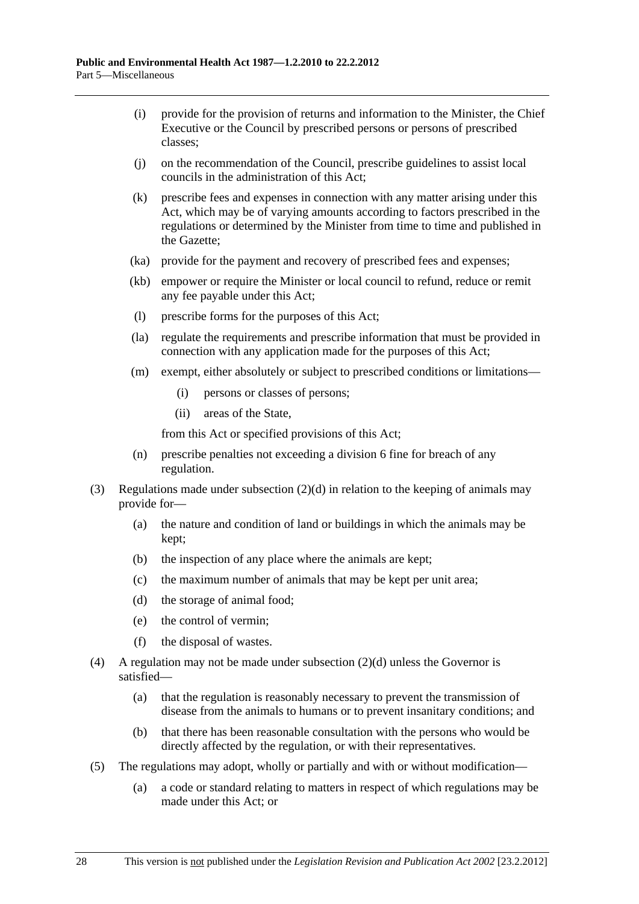(i) provide for the provision of returns and information to the Minister, the Chief Executive or the Council by prescribed persons or persons of prescribed classes;

(j) on the recommendation of the Council, prescribe guidelines to assist local councils in the administration of this Act;

(k) prescribe fees and expenses in connection with any matter arising under this Act, which may be of varying amounts according to factors prescribed in the regulations or determined by the Minister from time to time and published in the Gazette;

(ka) provide for the payment and recovery of prescribed fees and expenses;

(kb) empower or require the Minister or local council to refund, reduce or remit any fee payable under this Act;

(l) prescribe forms for the purposes of this Act;

(la) regulate the requirements and prescribe information that must be provided in connection with any application made for the purposes of this Act;

(m) exempt, either absolutely or subject to prescribed conditions or limitations—

(i) persons or classes of persons;

(ii) areas of the State,

from this Act or specified provisions of this Act;

(n) prescribe penalties not exceeding a division 6 fine for breach of any regulation.

(3) Regulations made under subsection (2)(d) in relation to the keeping of animals may provide for—

(a) the nature and condition of land or buildings in which the animals may be kept;

(b) the inspection of any place where the animals are kept;

(c) the maximum number of animals that may be kept per unit area;

(d) the storage of animal food;

(e) the control of vermin;

(f) the disposal of wastes.

(4) A regulation may not be made under subsection (2)(d) unless the Governor is satisfied—

(a) that the regulation is reasonably necessary to prevent the transmission of disease from the animals to humans or to prevent insanitary conditions; and

(b) that there has been reasonable consultation with the persons who would be directly affected by the regulation, or with their representatives.

(5) The regulations may adopt, wholly or partially and with or without modification—

(a) a code or standard relating to matters in respect of which regulations may be made under this Act; or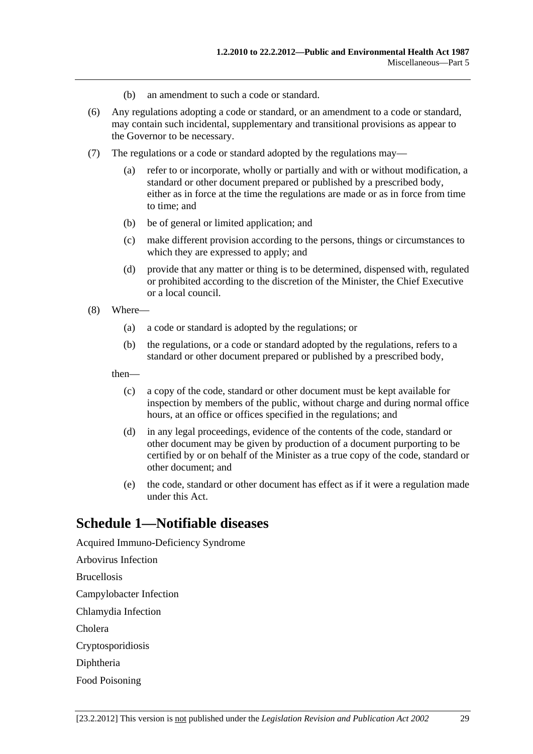(b) an amendment to such a code or standard.

(6) Any regulations adopting a code or standard, or an amendment to a code or standard, may contain such incidental, supplementary and transitional provisions as appear to the Governor to be necessary.

(7) The regulations or a code or standard adopted by the regulations may—

(a) refer to or incorporate, wholly or partially and with or without modification, a standard or other document prepared or published by a prescribed body, either as in force at the time the regulations are made or as in force from time to time; and

(b) be of general or limited application; and

(c) make different provision according to the persons, things or circumstances to which they are expressed to apply; and

(d) provide that any matter or thing is to be determined, dispensed with, regulated or prohibited according to the discretion of the Minister, the Chief Executive or a local council.

(8) Where—

(a) a code or standard is adopted by the regulations; or

(b) the regulations, or a code or standard adopted by the regulations, refers to a standard or other document prepared or published by a prescribed body,

then—

(c) a copy of the code, standard or other document must be kept available for inspection by members of the public, without charge and during normal office hours, at an office or offices specified in the regulations; and

(d) in any legal proceedings, evidence of the contents of the code, standard or other document may be given by production of a document purporting to be certified by or on behalf of the Minister as a true copy of the code, standard or other document; and

(e) the code, standard or other document has effect as if it were a regulation made under this Act.

## Schedule 1—Notifiable diseases

Acquired Immuno-Deficiency Syndrome

Arbovirus Infection

Brucellosis

Campylobacter Infection

Chlamydia Infection

Cholera

Cryptosporidiosis

Diphtheria

Food Poisoning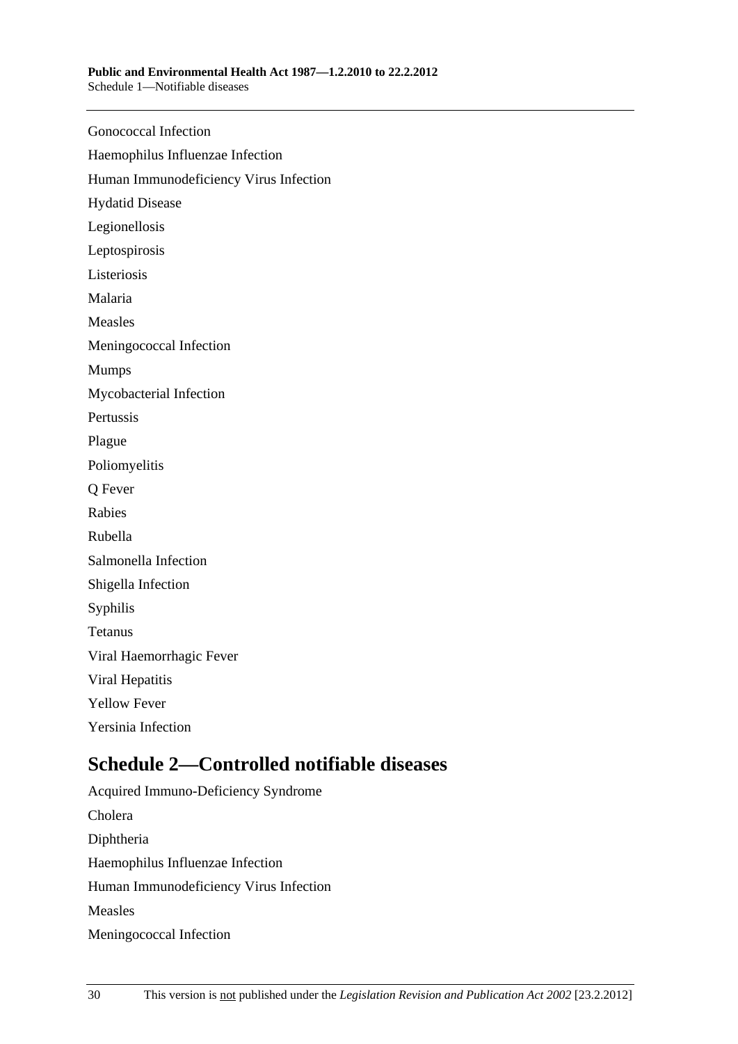Gonococcal Infection

Haemophilus Influenzae Infection

Human Immunodeficiency Virus Infection

Hydatid Disease

Legionellosis

Leptospirosis

Listeriosis

Malaria

Measles

Meningococcal Infection

Mumps

Mycobacterial Infection

Pertussis

Plague

Poliomyelitis

Q Fever

Rabies

Rubella

Salmonella Infection

Shigella Infection

Syphilis

Tetanus

Viral Haemorrhagic Fever

Viral Hepatitis

Yellow Fever

Yersinia Infection

## Schedule 2—Controlled notifiable diseases

Acquired Immuno-Deficiency Syndrome

Cholera

Diphtheria

Haemophilus Influenzae Infection

Human Immunodeficiency Virus Infection

Measles

Meningococcal Infection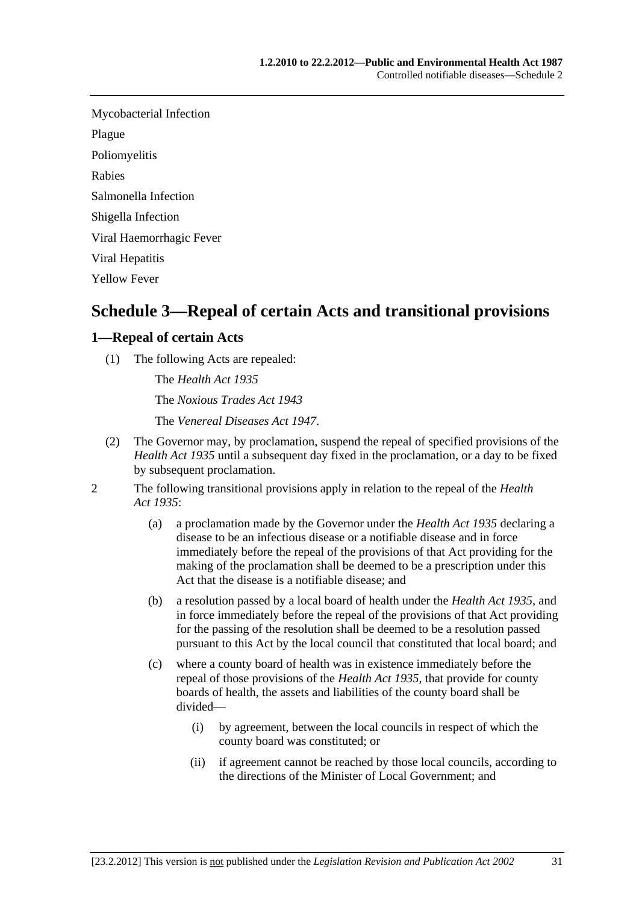Mycobacterial Infection

Plague

Poliomyelitis

Rabies

Salmonella Infection

Shigella Infection

Viral Haemorrhagic Fever

Viral Hepatitis

Yellow Fever

# Schedule 3—Repeal of certain Acts and transitional provisions

## 1—Repeal of certain Acts

(1) The following Acts are repealed:

The *Health Act 1935*

The *Noxious Trades Act 1943*

The *Venereal Diseases Act 1947*.

(2) The Governor may, by proclamation, suspend the repeal of specified provisions of the *Health Act 1935* until a subsequent day fixed in the proclamation, or a day to be fixed by subsequent proclamation.

2 The following transitional provisions apply in relation to the repeal of the *Health Act 1935*:

(a) a proclamation made by the Governor under the *Health Act 1935* declaring a disease to be an infectious disease or a notifiable disease and in force immediately before the repeal of the provisions of that Act providing for the making of the proclamation shall be deemed to be a prescription under this Act that the disease is a notifiable disease; and

(b) a resolution passed by a local board of health under the *Health Act 1935*, and in force immediately before the repeal of the provisions of that Act providing for the passing of the resolution shall be deemed to be a resolution passed pursuant to this Act by the local council that constituted that local board; and

(c) where a county board of health was in existence immediately before the repeal of those provisions of the *Health Act 1935*, that provide for county boards of health, the assets and liabilities of the county board shall be divided—

(i) by agreement, between the local councils in respect of which the county board was constituted; or

(ii) if agreement cannot be reached by those local councils, according to the directions of the Minister of Local Government; and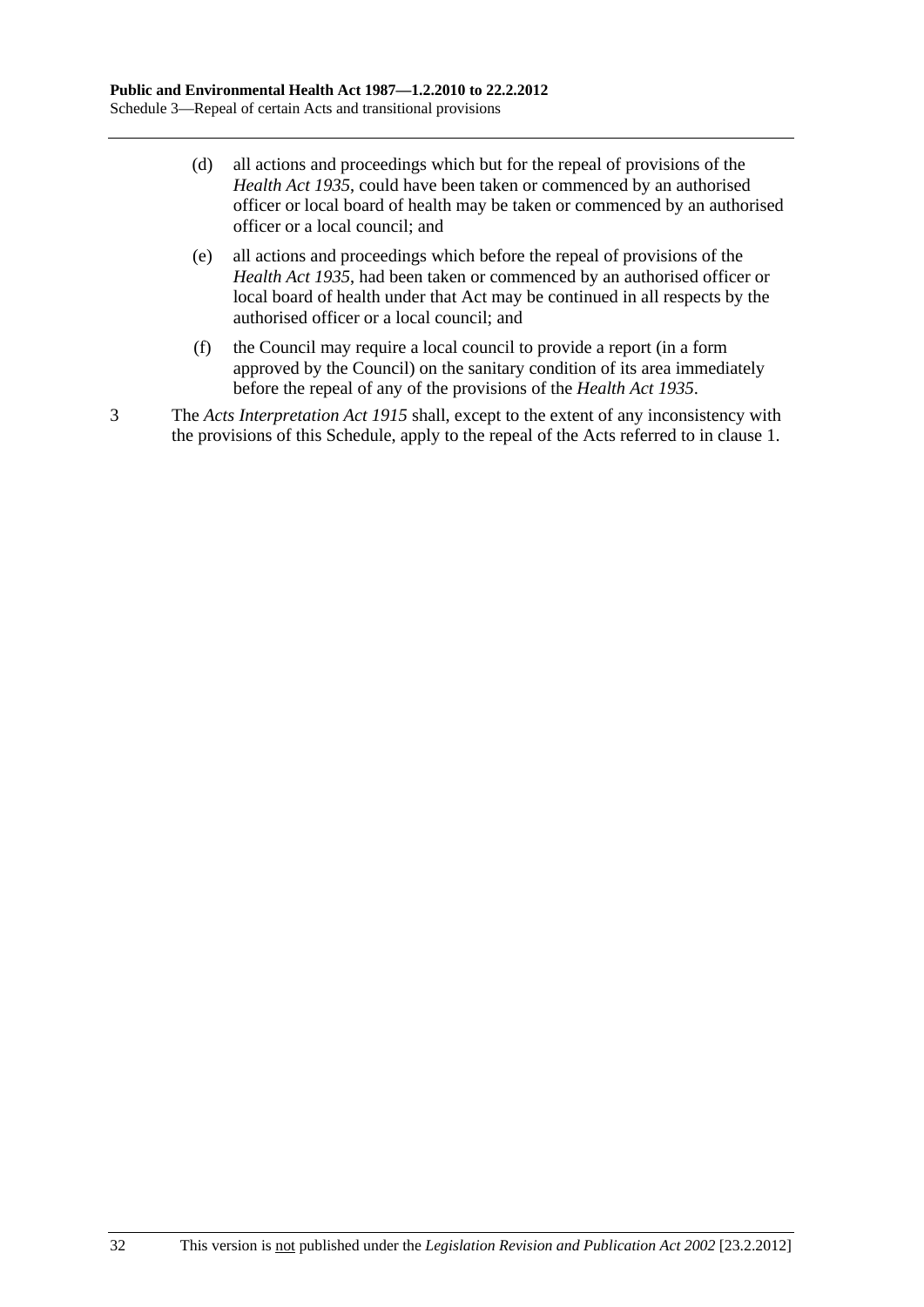(d) all actions and proceedings which but for the repeal of provisions of the *Health Act 1935*, could have been taken or commenced by an authorised officer or local board of health may be taken or commenced by an authorised officer or a local council; and

(e) all actions and proceedings which before the repeal of provisions of the *Health Act 1935*, had been taken or commenced by an authorised officer or local board of health under that Act may be continued in all respects by the authorised officer or a local council; and

(f) the Council may require a local council to provide a report (in a form approved by the Council) on the sanitary condition of its area immediately before the repeal of any of the provisions of the *Health Act 1935*.

3 The *Acts Interpretation Act 1915* shall, except to the extent of any inconsistency with the provisions of this Schedule, apply to the repeal of the Acts referred to in clause 1.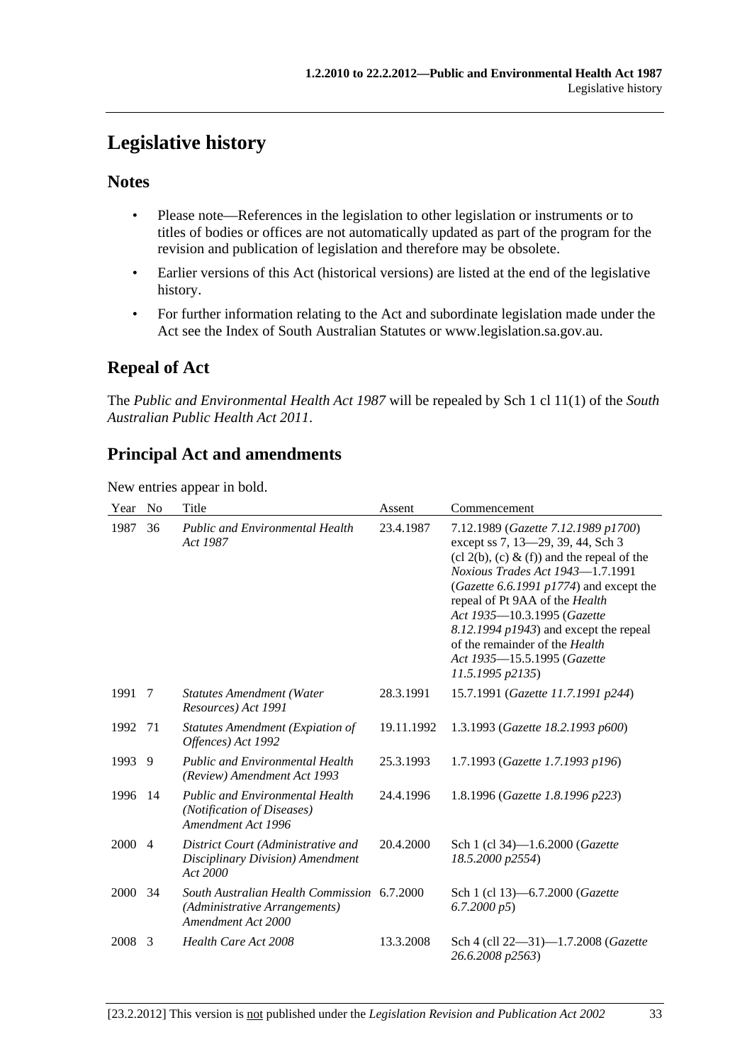# Legislative history

## Notes

- Please note—References in the legislation to other legislation or instruments or to titles of bodies or offices are not automatically updated as part of the program for the revision and publication of legislation and therefore may be obsolete.
- Earlier versions of this Act (historical versions) are listed at the end of the legislative history.
- For further information relating to the Act and subordinate legislation made under the Act see the Index of South Australian Statutes or www.legislation.sa.gov.au.

## Repeal of Act

The *Public and Environmental Health Act 1987* will be repealed by Sch 1 cl 11(1) of the *South Australian Public Health Act 2011*.

## Principal Act and amendments

New entries appear in bold.

| Year | No | Title | Assent | Commencement |
|---|---|---|---|---|
| 1987 | 36 | *Public and Environmental Health Act 1987* | 23.4.1987 | 7.12.1989 (*Gazette 7.12.1989 p1700*) except ss 7, 13—29, 39, 44, Sch 3 (cl 2(b), (c) & (f)) and the repeal of the *Noxious Trades Act 1943*—1.7.1991 (*Gazette 6.6.1991 p1774*) and except the repeal of Pt 9AA of the *Health Act 1935*—10.3.1995 (*Gazette 8.12.1994 p1943*) and except the repeal of the remainder of the *Health Act 1935*—15.5.1995 (*Gazette 11.5.1995 p2135*) |
| 1991 | 7 | *Statutes Amendment (Water Resources) Act 1991* | 28.3.1991 | 15.7.1991 (*Gazette 11.7.1991 p244*) |
| 1992 | 71 | *Statutes Amendment (Expiation of Offences) Act 1992* | 19.11.1992 | 1.3.1993 (*Gazette 18.2.1993 p600*) |
| 1993 | 9 | *Public and Environmental Health (Review) Amendment Act 1993* | 25.3.1993 | 1.7.1993 (*Gazette 1.7.1993 p196*) |
| 1996 | 14 | *Public and Environmental Health (Notification of Diseases) Amendment Act 1996* | 24.4.1996 | 1.8.1996 (*Gazette 1.8.1996 p223*) |
| 2000 | 4 | *District Court (Administrative and Disciplinary Division) Amendment Act 2000* | 20.4.2000 | Sch 1 (cl 34)—1.6.2000 (*Gazette 18.5.2000 p2554*) |
| 2000 | 34 | *South Australian Health Commission (Administrative Arrangements) Amendment Act 2000* | 6.7.2000 | Sch 1 (cl 13)—6.7.2000 (*Gazette 6.7.2000 p5*) |
| 2008 | 3 | *Health Care Act 2008* | 13.3.2008 | Sch 4 (cll 22—31)—1.7.2008 (*Gazette 26.6.2008 p2563*) |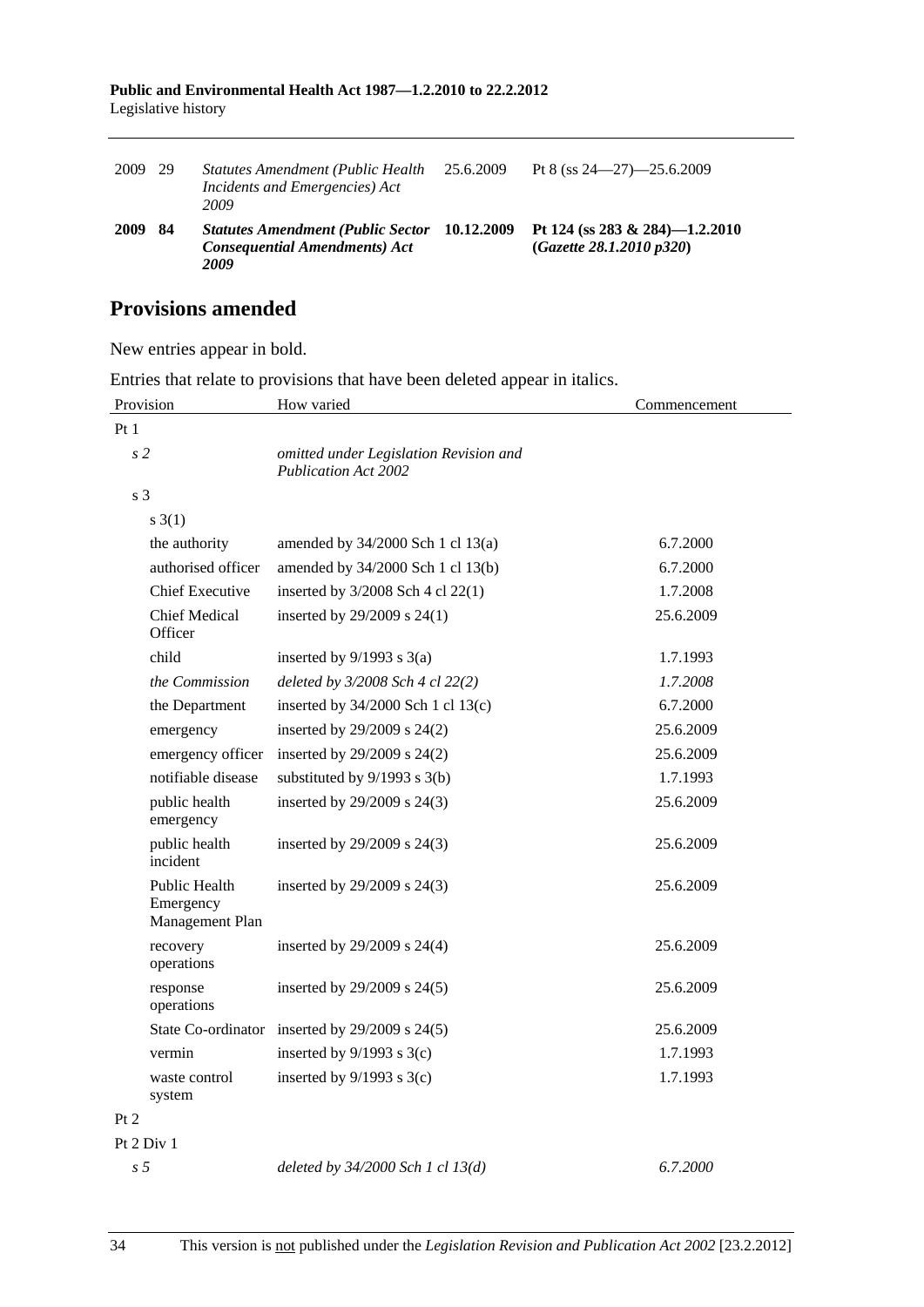| | | | | |
|---|---|---|---|---|
| 2009 | 29 | *Statutes Amendment (Public Health Incidents and Emergencies) Act 2009* | 25.6.2009 | Pt 8 (ss 24—27)—25.6.2009 |
| **2009** | **84** | ***Statutes Amendment (Public Sector Consequential Amendments) Act 2009*** | **10.12.2009** | **Pt 124 (ss 283 & 284)—1.2.2010 (*Gazette 28.1.2010 p320*)** |

## Provisions amended

New entries appear in bold.

Entries that relate to provisions that have been deleted appear in italics.

| Provision | How varied | Commencement |
|---|---|---|
| Pt 1 | | |
| *s 2* | *omitted under Legislation Revision and Publication Act 2002* | |
| s 3 | | |
| s 3(1) | | |
| the authority | amended by 34/2000 Sch 1 cl 13(a) | 6.7.2000 |
| authorised officer | amended by 34/2000 Sch 1 cl 13(b) | 6.7.2000 |
| Chief Executive | inserted by 3/2008 Sch 4 cl 22(1) | 1.7.2008 |
| Chief Medical Officer | inserted by 29/2009 s 24(1) | 25.6.2009 |
| child | inserted by 9/1993 s 3(a) | 1.7.1993 |
| *the Commission* | *deleted by 3/2008 Sch 4 cl 22(2)* | *1.7.2008* |
| the Department | inserted by 34/2000 Sch 1 cl 13(c) | 6.7.2000 |
| emergency | inserted by 29/2009 s 24(2) | 25.6.2009 |
| emergency officer | inserted by 29/2009 s 24(2) | 25.6.2009 |
| notifiable disease | substituted by 9/1993 s 3(b) | 1.7.1993 |
| public health emergency | inserted by 29/2009 s 24(3) | 25.6.2009 |
| public health incident | inserted by 29/2009 s 24(3) | 25.6.2009 |
| Public Health Emergency Management Plan | inserted by 29/2009 s 24(3) | 25.6.2009 |
| recovery operations | inserted by 29/2009 s 24(4) | 25.6.2009 |
| response operations | inserted by 29/2009 s 24(5) | 25.6.2009 |
| State Co-ordinator | inserted by 29/2009 s 24(5) | 25.6.2009 |
| vermin | inserted by 9/1993 s 3(c) | 1.7.1993 |
| waste control system | inserted by 9/1993 s 3(c) | 1.7.1993 |
| Pt 2 | | |
| Pt 2 Div 1 | | |
| *s 5* | *deleted by 34/2000 Sch 1 cl 13(d)* | *6.7.2000* |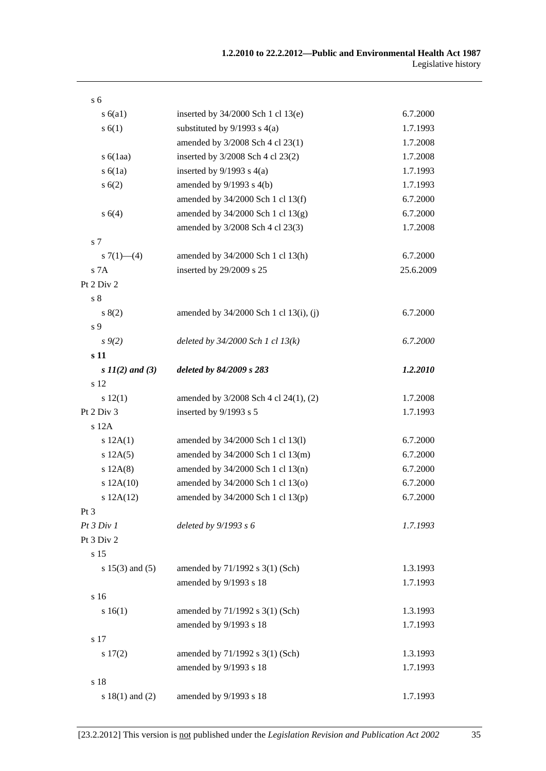| | | |
|---|---|---|
| s 6 | | |
| s 6(a1) | inserted by 34/2000 Sch 1 cl 13(e) | 6.7.2000 |
| s 6(1) | substituted by 9/1993 s 4(a) | 1.7.1993 |
| | amended by 3/2008 Sch 4 cl 23(1) | 1.7.2008 |
| s 6(1aa) | inserted by 3/2008 Sch 4 cl 23(2) | 1.7.2008 |
| s 6(1a) | inserted by 9/1993 s 4(a) | 1.7.1993 |
| s 6(2) | amended by 9/1993 s 4(b) | 1.7.1993 |
| | amended by 34/2000 Sch 1 cl 13(f) | 6.7.2000 |
| s 6(4) | amended by 34/2000 Sch 1 cl 13(g) | 6.7.2000 |
| | amended by 3/2008 Sch 4 cl 23(3) | 1.7.2008 |
| s 7 | | |
| s 7(1)—(4) | amended by 34/2000 Sch 1 cl 13(h) | 6.7.2000 |
| s 7A | inserted by 29/2009 s 25 | 25.6.2009 |
| Pt 2 Div 2 | | |
| s 8 | | |
| s 8(2) | amended by 34/2000 Sch 1 cl 13(i), (j) | 6.7.2000 |
| s 9 | | |
| *s 9(2)* | *deleted by 34/2000 Sch 1 cl 13(k)* | *6.7.2000* |
| **s 11** | | |
| ***s 11(2) and (3)*** | ***deleted by 84/2009 s 283*** | ***1.2.2010*** |
| s 12 | | |
| s 12(1) | amended by 3/2008 Sch 4 cl 24(1), (2) | 1.7.2008 |
| Pt 2 Div 3 | inserted by 9/1993 s 5 | 1.7.1993 |
| s 12A | | |
| s 12A(1) | amended by 34/2000 Sch 1 cl 13(l) | 6.7.2000 |
| s 12A(5) | amended by 34/2000 Sch 1 cl 13(m) | 6.7.2000 |
| s 12A(8) | amended by 34/2000 Sch 1 cl 13(n) | 6.7.2000 |
| s 12A(10) | amended by 34/2000 Sch 1 cl 13(o) | 6.7.2000 |
| s 12A(12) | amended by 34/2000 Sch 1 cl 13(p) | 6.7.2000 |
| Pt 3 | | |
| *Pt 3 Div 1* | *deleted by 9/1993 s 6* | *1.7.1993* |
| Pt 3 Div 2 | | |
| s 15 | | |
| s 15(3) and (5) | amended by 71/1992 s 3(1) (Sch) | 1.3.1993 |
| | amended by 9/1993 s 18 | 1.7.1993 |
| s 16 | | |
| s 16(1) | amended by 71/1992 s 3(1) (Sch) | 1.3.1993 |
| | amended by 9/1993 s 18 | 1.7.1993 |
| s 17 | | |
| s 17(2) | amended by 71/1992 s 3(1) (Sch) | 1.3.1993 |
| | amended by 9/1993 s 18 | 1.7.1993 |
| s 18 | | |
| s 18(1) and (2) | amended by 9/1993 s 18 | 1.7.1993 |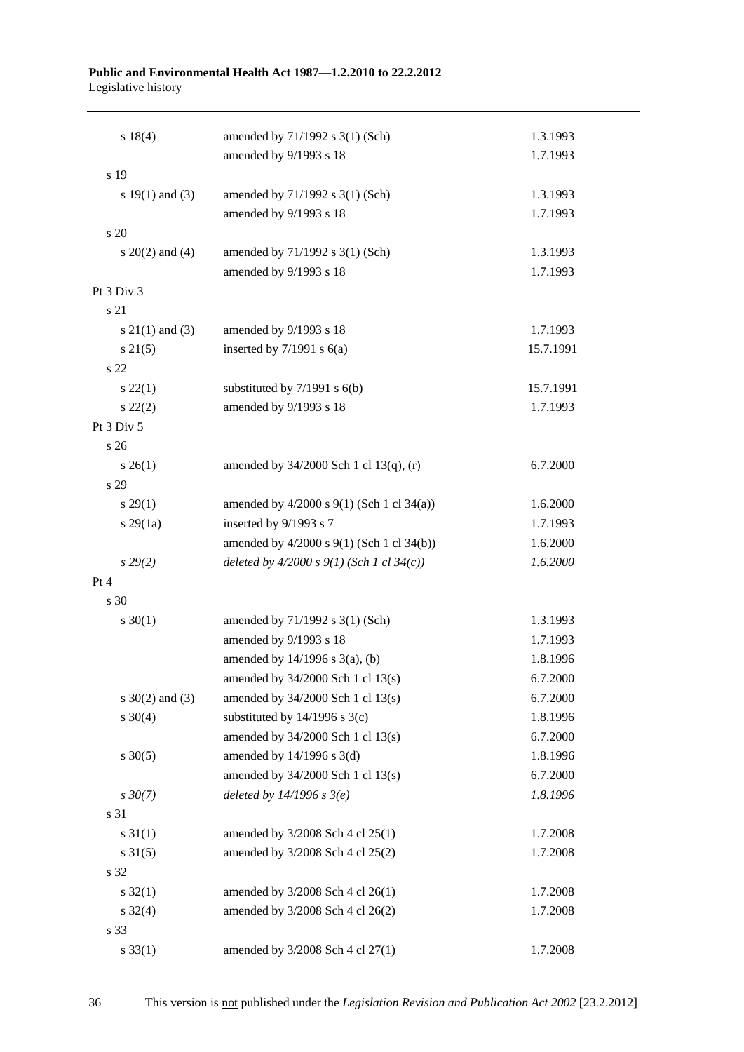| | | |
|---|---|---|
| s 18(4) | amended by 71/1992 s 3(1) (Sch) | 1.3.1993 |
| | amended by 9/1993 s 18 | 1.7.1993 |
| s 19 | | |
| s 19(1) and (3) | amended by 71/1992 s 3(1) (Sch) | 1.3.1993 |
| | amended by 9/1993 s 18 | 1.7.1993 |
| s 20 | | |
| s 20(2) and (4) | amended by 71/1992 s 3(1) (Sch) | 1.3.1993 |
| | amended by 9/1993 s 18 | 1.7.1993 |
| Pt 3 Div 3 | | |
| s 21 | | |
| s 21(1) and (3) | amended by 9/1993 s 18 | 1.7.1993 |
| s 21(5) | inserted by 7/1991 s 6(a) | 15.7.1991 |
| s 22 | | |
| s 22(1) | substituted by 7/1991 s 6(b) | 15.7.1991 |
| s 22(2) | amended by 9/1993 s 18 | 1.7.1993 |
| Pt 3 Div 5 | | |
| s 26 | | |
| s 26(1) | amended by 34/2000 Sch 1 cl 13(q), (r) | 6.7.2000 |
| s 29 | | |
| s 29(1) | amended by 4/2000 s 9(1) (Sch 1 cl 34(a)) | 1.6.2000 |
| s 29(1a) | inserted by 9/1993 s 7 | 1.7.1993 |
| | amended by 4/2000 s 9(1) (Sch 1 cl 34(b)) | 1.6.2000 |
| *s 29(2)* | *deleted by 4/2000 s 9(1) (Sch 1 cl 34(c))* | *1.6.2000* |
| Pt 4 | | |
| s 30 | | |
| s 30(1) | amended by 71/1992 s 3(1) (Sch) | 1.3.1993 |
| | amended by 9/1993 s 18 | 1.7.1993 |
| | amended by 14/1996 s 3(a), (b) | 1.8.1996 |
| | amended by 34/2000 Sch 1 cl 13(s) | 6.7.2000 |
| s 30(2) and (3) | amended by 34/2000 Sch 1 cl 13(s) | 6.7.2000 |
| s 30(4) | substituted by 14/1996 s 3(c) | 1.8.1996 |
| | amended by 34/2000 Sch 1 cl 13(s) | 6.7.2000 |
| s 30(5) | amended by 14/1996 s 3(d) | 1.8.1996 |
| | amended by 34/2000 Sch 1 cl 13(s) | 6.7.2000 |
| *s 30(7)* | *deleted by 14/1996 s 3(e)* | *1.8.1996* |
| s 31 | | |
| s 31(1) | amended by 3/2008 Sch 4 cl 25(1) | 1.7.2008 |
| s 31(5) | amended by 3/2008 Sch 4 cl 25(2) | 1.7.2008 |
| s 32 | | |
| s 32(1) | amended by 3/2008 Sch 4 cl 26(1) | 1.7.2008 |
| s 32(4) | amended by 3/2008 Sch 4 cl 26(2) | 1.7.2008 |
| s 33 | | |
| s 33(1) | amended by 3/2008 Sch 4 cl 27(1) | 1.7.2008 |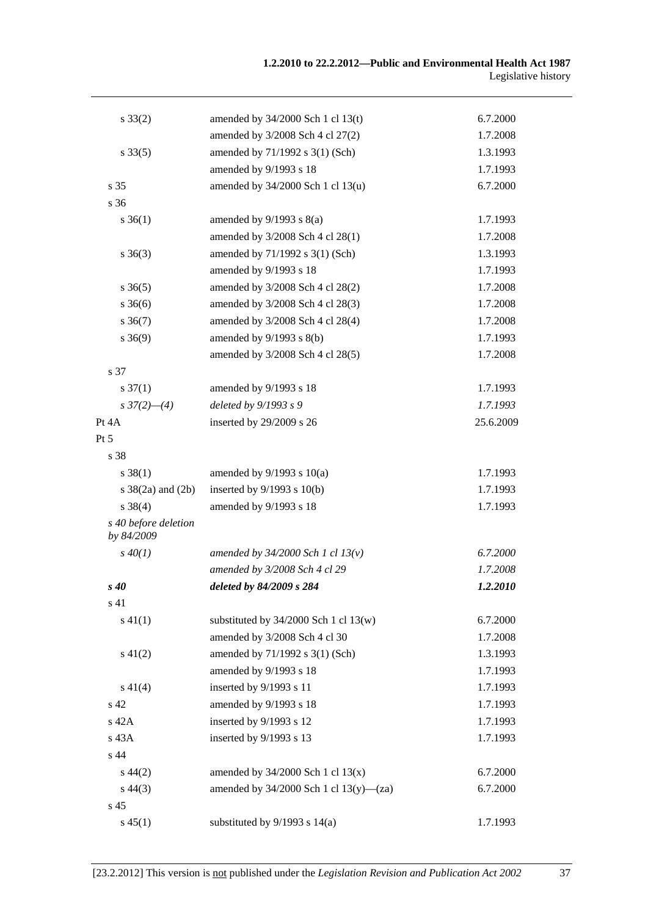| | | |
|---|---|---|
| s 33(2) | amended by 34/2000 Sch 1 cl 13(t) | 6.7.2000 |
| | amended by 3/2008 Sch 4 cl 27(2) | 1.7.2008 |
| s 33(5) | amended by 71/1992 s 3(1) (Sch) | 1.3.1993 |
| | amended by 9/1993 s 18 | 1.7.1993 |
| s 35 | amended by 34/2000 Sch 1 cl 13(u) | 6.7.2000 |
| s 36 | | |
| s 36(1) | amended by 9/1993 s 8(a) | 1.7.1993 |
| | amended by 3/2008 Sch 4 cl 28(1) | 1.7.2008 |
| s 36(3) | amended by 71/1992 s 3(1) (Sch) | 1.3.1993 |
| | amended by 9/1993 s 18 | 1.7.1993 |
| s 36(5) | amended by 3/2008 Sch 4 cl 28(2) | 1.7.2008 |
| s 36(6) | amended by 3/2008 Sch 4 cl 28(3) | 1.7.2008 |
| s 36(7) | amended by 3/2008 Sch 4 cl 28(4) | 1.7.2008 |
| s 36(9) | amended by 9/1993 s 8(b) | 1.7.1993 |
| | amended by 3/2008 Sch 4 cl 28(5) | 1.7.2008 |
| s 37 | | |
| s 37(1) | amended by 9/1993 s 18 | 1.7.1993 |
| *s 37(2)—(4)* | *deleted by 9/1993 s 9* | *1.7.1993* |
| Pt 4A | inserted by 29/2009 s 26 | 25.6.2009 |
| Pt 5 | | |
| s 38 | | |
| s 38(1) | amended by 9/1993 s 10(a) | 1.7.1993 |
| s 38(2a) and (2b) | inserted by 9/1993 s 10(b) | 1.7.1993 |
| s 38(4) | amended by 9/1993 s 18 | 1.7.1993 |
| *s 40 before deletion by 84/2009* | | |
| *s 40(1)* | *amended by 34/2000 Sch 1 cl 13(v)* | *6.7.2000* |
| | *amended by 3/2008 Sch 4 cl 29* | *1.7.2008* |
| ***s 40*** | ***deleted by 84/2009 s 284*** | ***1.2.2010*** |
| s 41 | | |
| s 41(1) | substituted by 34/2000 Sch 1 cl 13(w) | 6.7.2000 |
| | amended by 3/2008 Sch 4 cl 30 | 1.7.2008 |
| s 41(2) | amended by 71/1992 s 3(1) (Sch) | 1.3.1993 |
| | amended by 9/1993 s 18 | 1.7.1993 |
| s 41(4) | inserted by 9/1993 s 11 | 1.7.1993 |
| s 42 | amended by 9/1993 s 18 | 1.7.1993 |
| s 42A | inserted by 9/1993 s 12 | 1.7.1993 |
| s 43A | inserted by 9/1993 s 13 | 1.7.1993 |
| s 44 | | |
| s 44(2) | amended by 34/2000 Sch 1 cl 13(x) | 6.7.2000 |
| s 44(3) | amended by 34/2000 Sch 1 cl 13(y)—(za) | 6.7.2000 |
| s 45 | | |
| s 45(1) | substituted by 9/1993 s 14(a) | 1.7.1993 |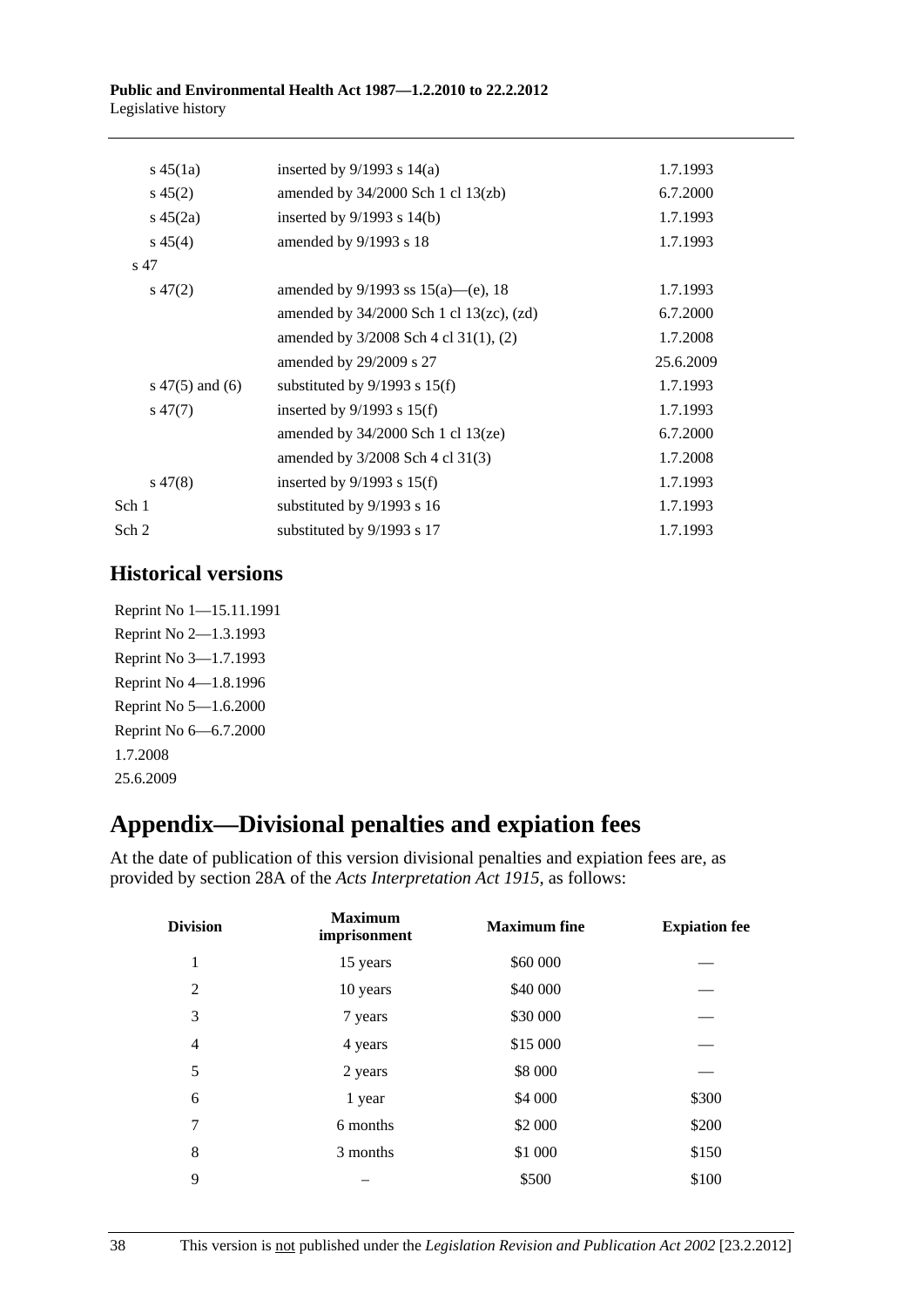| | | |
|---|---|---|
| s 45(1a) | inserted by 9/1993 s 14(a) | 1.7.1993 |
| s 45(2) | amended by 34/2000 Sch 1 cl 13(zb) | 6.7.2000 |
| s 45(2a) | inserted by 9/1993 s 14(b) | 1.7.1993 |
| s 45(4) | amended by 9/1993 s 18 | 1.7.1993 |
| s 47 | | |
| s 47(2) | amended by 9/1993 ss 15(a)—(e), 18 | 1.7.1993 |
| | amended by 34/2000 Sch 1 cl 13(zc), (zd) | 6.7.2000 |
| | amended by 3/2008 Sch 4 cl 31(1), (2) | 1.7.2008 |
| | amended by 29/2009 s 27 | 25.6.2009 |
| s 47(5) and (6) | substituted by 9/1993 s 15(f) | 1.7.1993 |
| s 47(7) | inserted by 9/1993 s 15(f) | 1.7.1993 |
| | amended by 34/2000 Sch 1 cl 13(ze) | 6.7.2000 |
| | amended by 3/2008 Sch 4 cl 31(3) | 1.7.2008 |
| s 47(8) | inserted by 9/1993 s 15(f) | 1.7.1993 |
| Sch 1 | substituted by 9/1993 s 16 | 1.7.1993 |
| Sch 2 | substituted by 9/1993 s 17 | 1.7.1993 |

## Historical versions

Reprint No 1—15.11.1991
Reprint No 2—1.3.1993
Reprint No 3—1.7.1993
Reprint No 4—1.8.1996
Reprint No 5—1.6.2000
Reprint No 6—6.7.2000
1.7.2008
25.6.2009

# Appendix—Divisional penalties and expiation fees

At the date of publication of this version divisional penalties and expiation fees are, as provided by section 28A of the *Acts Interpretation Act 1915*, as follows:

| Division | Maximum imprisonment | Maximum fine | Expiation fee |
|---|---|---|---|
| 1 | 15 years | $60 000 | — |
| 2 | 10 years | $40 000 | — |
| 3 | 7 years | $30 000 | — |
| 4 | 4 years | $15 000 | — |
| 5 | 2 years | $8 000 | — |
| 6 | 1 year | $4 000 | $300 |
| 7 | 6 months | $2 000 | $200 |
| 8 | 3 months | $1 000 | $150 |
| 9 | – | $500 | $100 |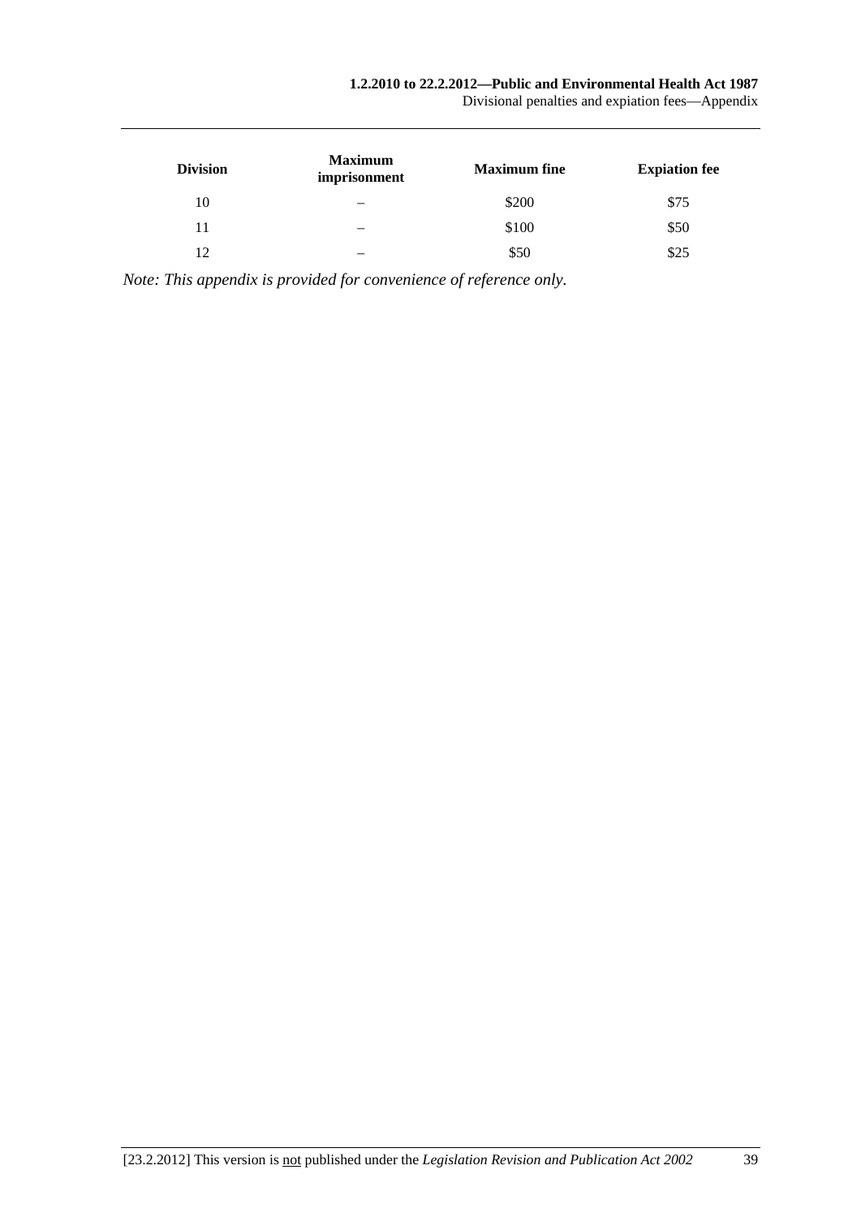| Division | Maximum imprisonment | Maximum fine | Expiation fee |
|---|---|---|---|
| 10 | – | $200 | $75 |
| 11 | – | $100 | $50 |
| 12 | – | $50 | $25 |

*Note: This appendix is provided for convenience of reference only.*